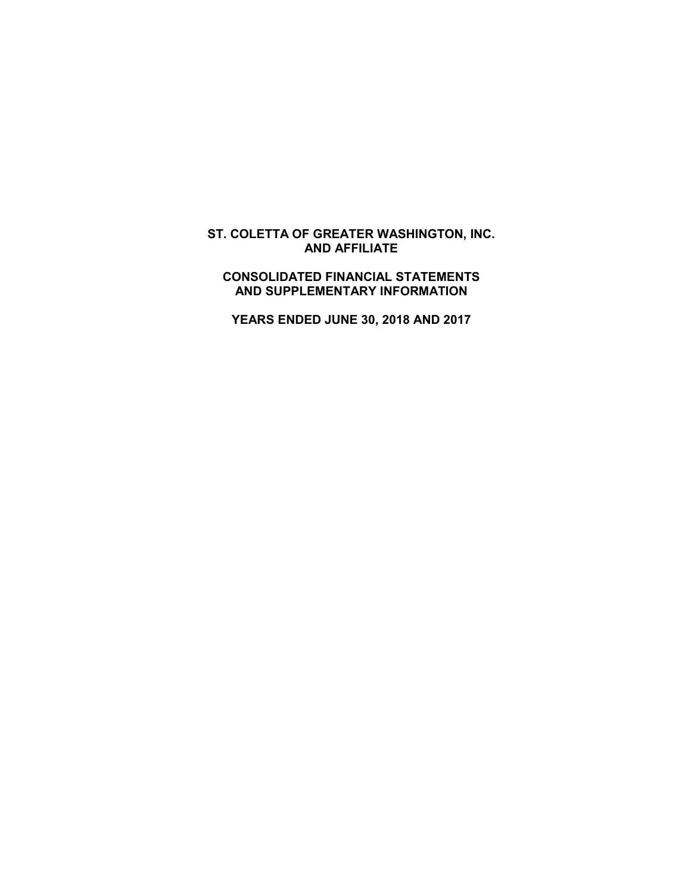# ST. COLETTA OF GREATER WASHINGTON, INC. AND AFFILIATE

## CONSOLIDATED FINANCIAL STATEMENTS AND SUPPLEMENTARY INFORMATION

## YEARS ENDED JUNE 30, 2018 AND 2017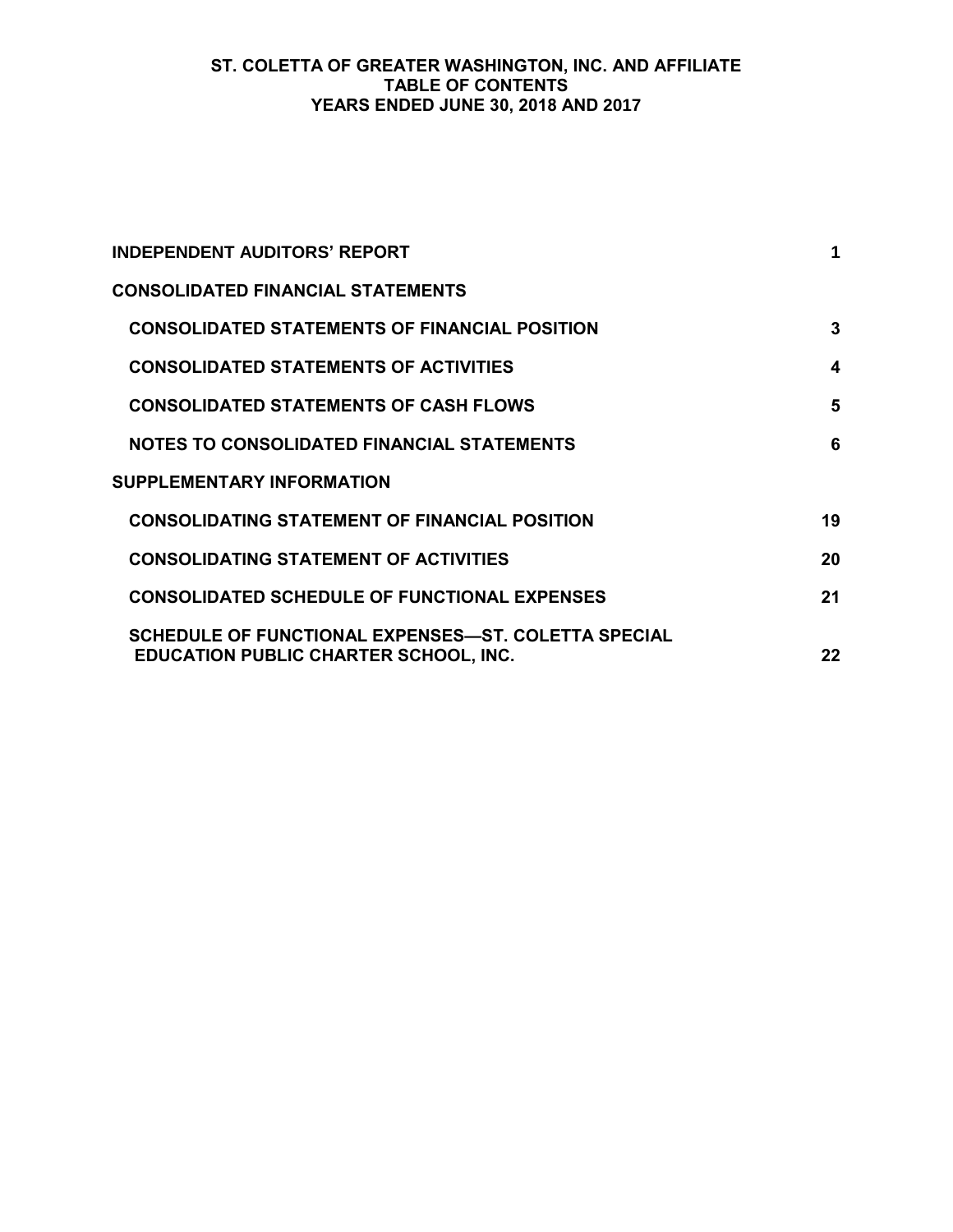# ST. COLETTA OF GREATER WASHINGTON, INC. AND AFFILIATE
# TABLE OF CONTENTS
# YEARS ENDED JUNE 30, 2018 AND 2017

| | |
|---|---|
| **INDEPENDENT AUDITORS' REPORT** | **1** |
| **CONSOLIDATED FINANCIAL STATEMENTS** | |
| **CONSOLIDATED STATEMENTS OF FINANCIAL POSITION** | **3** |
| **CONSOLIDATED STATEMENTS OF ACTIVITIES** | **4** |
| **CONSOLIDATED STATEMENTS OF CASH FLOWS** | **5** |
| **NOTES TO CONSOLIDATED FINANCIAL STATEMENTS** | **6** |
| **SUPPLEMENTARY INFORMATION** | |
| **CONSOLIDATING STATEMENT OF FINANCIAL POSITION** | **19** |
| **CONSOLIDATING STATEMENT OF ACTIVITIES** | **20** |
| **CONSOLIDATED SCHEDULE OF FUNCTIONAL EXPENSES** | **21** |
| **SCHEDULE OF FUNCTIONAL EXPENSES—ST. COLETTA SPECIAL EDUCATION PUBLIC CHARTER SCHOOL, INC.** | **22** |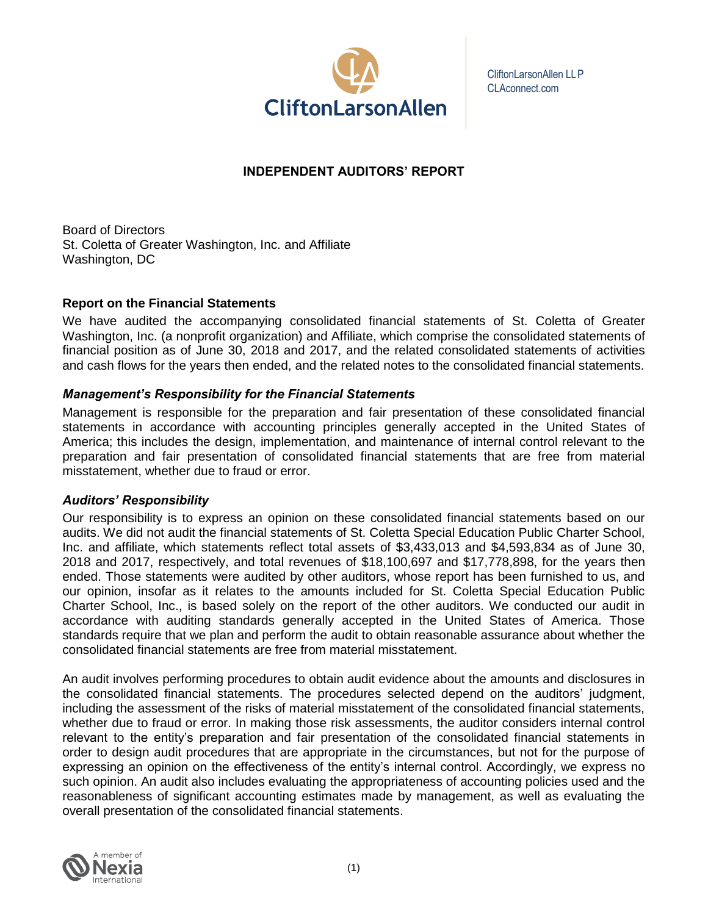CliftonLarsonAllen LLP
CLAconnect.com

# INDEPENDENT AUDITORS' REPORT

Board of Directors
St. Coletta of Greater Washington, Inc. and Affiliate
Washington, DC

## Report on the Financial Statements

We have audited the accompanying consolidated financial statements of St. Coletta of Greater Washington, Inc. (a nonprofit organization) and Affiliate, which comprise the consolidated statements of financial position as of June 30, 2018 and 2017, and the related consolidated statements of activities and cash flows for the years then ended, and the related notes to the consolidated financial statements.

### *Management's Responsibility for the Financial Statements*

Management is responsible for the preparation and fair presentation of these consolidated financial statements in accordance with accounting principles generally accepted in the United States of America; this includes the design, implementation, and maintenance of internal control relevant to the preparation and fair presentation of consolidated financial statements that are free from material misstatement, whether due to fraud or error.

### *Auditors' Responsibility*

Our responsibility is to express an opinion on these consolidated financial statements based on our audits. We did not audit the financial statements of St. Coletta Special Education Public Charter School, Inc. and affiliate, which statements reflect total assets of $3,433,013 and $4,593,834 as of June 30, 2018 and 2017, respectively, and total revenues of $18,100,697 and $17,778,898, for the years then ended. Those statements were audited by other auditors, whose report has been furnished to us, and our opinion, insofar as it relates to the amounts included for St. Coletta Special Education Public Charter School, Inc., is based solely on the report of the other auditors. We conducted our audit in accordance with auditing standards generally accepted in the United States of America. Those standards require that we plan and perform the audit to obtain reasonable assurance about whether the consolidated financial statements are free from material misstatement.

An audit involves performing procedures to obtain audit evidence about the amounts and disclosures in the consolidated financial statements. The procedures selected depend on the auditors' judgment, including the assessment of the risks of material misstatement of the consolidated financial statements, whether due to fraud or error. In making those risk assessments, the auditor considers internal control relevant to the entity's preparation and fair presentation of the consolidated financial statements in order to design audit procedures that are appropriate in the circumstances, but not for the purpose of expressing an opinion on the effectiveness of the entity's internal control. Accordingly, we express no such opinion. An audit also includes evaluating the appropriateness of accounting policies used and the reasonableness of significant accounting estimates made by management, as well as evaluating the overall presentation of the consolidated financial statements.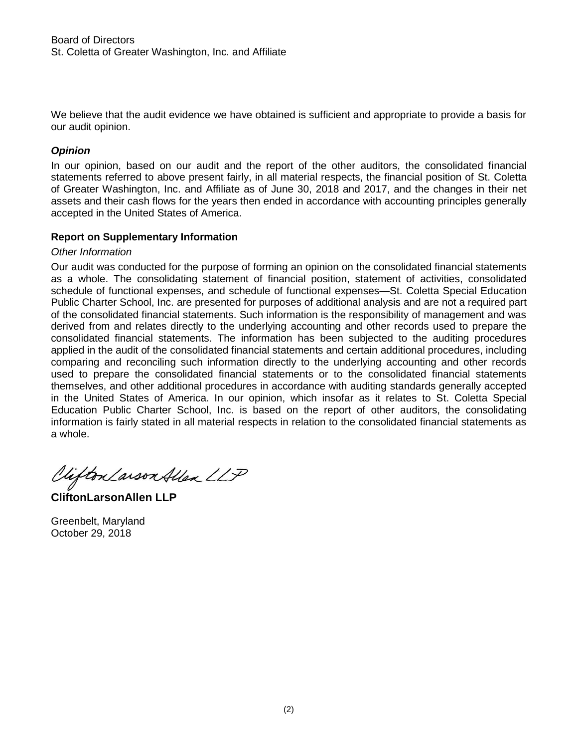Board of Directors
St. Coletta of Greater Washington, Inc. and Affiliate

We believe that the audit evidence we have obtained is sufficient and appropriate to provide a basis for our audit opinion.

***Opinion***

In our opinion, based on our audit and the report of the other auditors, the consolidated financial statements referred to above present fairly, in all material respects, the financial position of St. Coletta of Greater Washington, Inc. and Affiliate as of June 30, 2018 and 2017, and the changes in their net assets and their cash flows for the years then ended in accordance with accounting principles generally accepted in the United States of America.

**Report on Supplementary Information**

*Other Information*

Our audit was conducted for the purpose of forming an opinion on the consolidated financial statements as a whole. The consolidating statement of financial position, statement of activities, consolidated schedule of functional expenses, and schedule of functional expenses—St. Coletta Special Education Public Charter School, Inc. are presented for purposes of additional analysis and are not a required part of the consolidated financial statements. Such information is the responsibility of management and was derived from and relates directly to the underlying accounting and other records used to prepare the consolidated financial statements. The information has been subjected to the auditing procedures applied in the audit of the consolidated financial statements and certain additional procedures, including comparing and reconciling such information directly to the underlying accounting and other records used to prepare the consolidated financial statements or to the consolidated financial statements themselves, and other additional procedures in accordance with auditing standards generally accepted in the United States of America. In our opinion, which insofar as it relates to St. Coletta Special Education Public Charter School, Inc. is based on the report of other auditors, the consolidating information is fairly stated in all material respects in relation to the consolidated financial statements as a whole.

CliftonLarsonAllen LLP

**CliftonLarsonAllen LLP**

Greenbelt, Maryland
October 29, 2018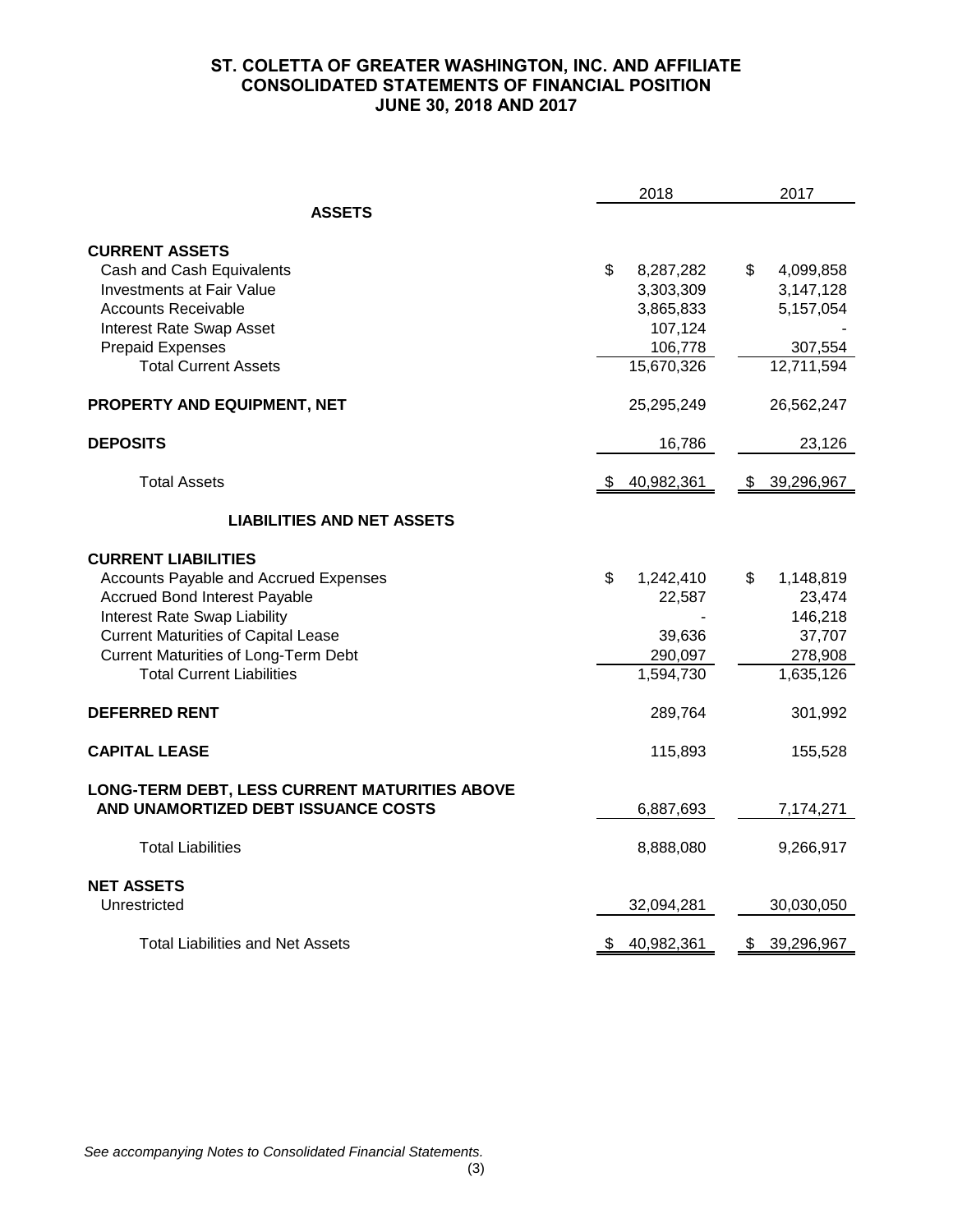# ST. COLETTA OF GREATER WASHINGTON, INC. AND AFFILIATE
## CONSOLIDATED STATEMENTS OF FINANCIAL POSITION
## JUNE 30, 2018 AND 2017

| | 2018 | 2017 |
|---|---|---|
| **ASSETS** | | |
| **CURRENT ASSETS** | | |
| Cash and Cash Equivalents | $ 8,287,282 | $ 4,099,858 |
| Investments at Fair Value | 3,303,309 | 3,147,128 |
| Accounts Receivable | 3,865,833 | 5,157,054 |
| Interest Rate Swap Asset | 107,124 | - |
| Prepaid Expenses | 106,778 | 307,554 |
| Total Current Assets | 15,670,326 | 12,711,594 |
| **PROPERTY AND EQUIPMENT, NET** | 25,295,249 | 26,562,247 |
| **DEPOSITS** | 16,786 | 23,126 |
| Total Assets | $ 40,982,361 | $ 39,296,967 |
| **LIABILITIES AND NET ASSETS** | | |
| **CURRENT LIABILITIES** | | |
| Accounts Payable and Accrued Expenses | $ 1,242,410 | $ 1,148,819 |
| Accrued Bond Interest Payable | 22,587 | 23,474 |
| Interest Rate Swap Liability | - | 146,218 |
| Current Maturities of Capital Lease | 39,636 | 37,707 |
| Current Maturities of Long-Term Debt | 290,097 | 278,908 |
| Total Current Liabilities | 1,594,730 | 1,635,126 |
| **DEFERRED RENT** | 289,764 | 301,992 |
| **CAPITAL LEASE** | 115,893 | 155,528 |
| **LONG-TERM DEBT, LESS CURRENT MATURITIES ABOVE AND UNAMORTIZED DEBT ISSUANCE COSTS** | 6,887,693 | 7,174,271 |
| Total Liabilities | 8,888,080 | 9,266,917 |
| **NET ASSETS** | | |
| Unrestricted | 32,094,281 | 30,030,050 |
| Total Liabilities and Net Assets | $ 40,982,361 | $ 39,296,967 |

*See accompanying Notes to Consolidated Financial Statements.*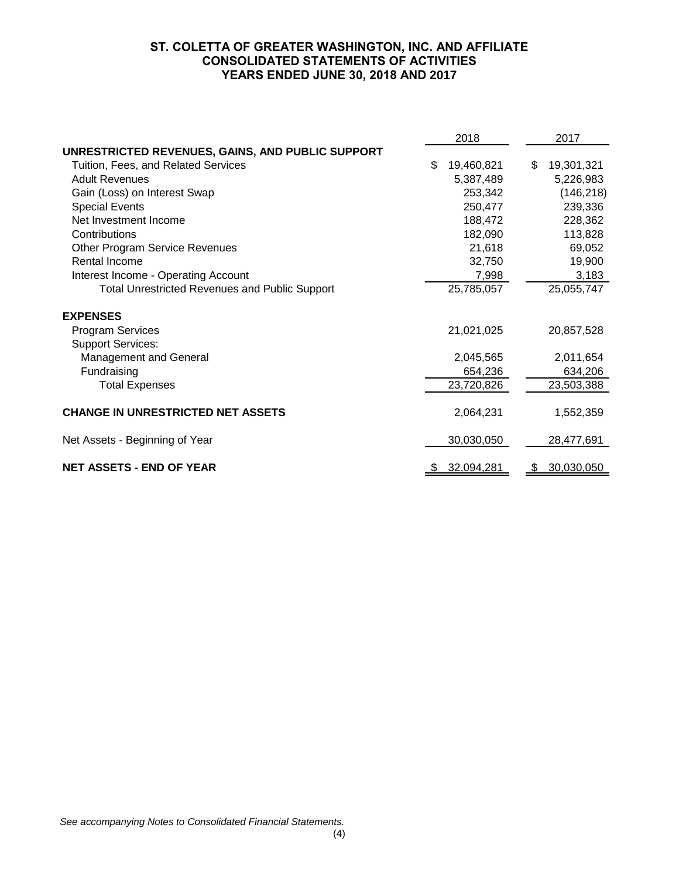# ST. COLETTA OF GREATER WASHINGTON, INC. AND AFFILIATE
## CONSOLIDATED STATEMENTS OF ACTIVITIES
## YEARS ENDED JUNE 30, 2018 AND 2017

| | 2018 | 2017 |
|---|---|---|
| **UNRESTRICTED REVENUES, GAINS, AND PUBLIC SUPPORT** | | |
| Tuition, Fees, and Related Services | $ 19,460,821 | $ 19,301,321 |
| Adult Revenues | 5,387,489 | 5,226,983 |
| Gain (Loss) on Interest Swap | 253,342 | (146,218) |
| Special Events | 250,477 | 239,336 |
| Net Investment Income | 188,472 | 228,362 |
| Contributions | 182,090 | 113,828 |
| Other Program Service Revenues | 21,618 | 69,052 |
| Rental Income | 32,750 | 19,900 |
| Interest Income - Operating Account | 7,998 | 3,183 |
| Total Unrestricted Revenues and Public Support | 25,785,057 | 25,055,747 |
| **EXPENSES** | | |
| Program Services | 21,021,025 | 20,857,528 |
| Support Services: | | |
| Management and General | 2,045,565 | 2,011,654 |
| Fundraising | 654,236 | 634,206 |
| Total Expenses | 23,720,826 | 23,503,388 |
| **CHANGE IN UNRESTRICTED NET ASSETS** | 2,064,231 | 1,552,359 |
| Net Assets - Beginning of Year | 30,030,050 | 28,477,691 |
| **NET ASSETS - END OF YEAR** | $ 32,094,281 | $ 30,030,050 |

*See accompanying Notes to Consolidated Financial Statements.*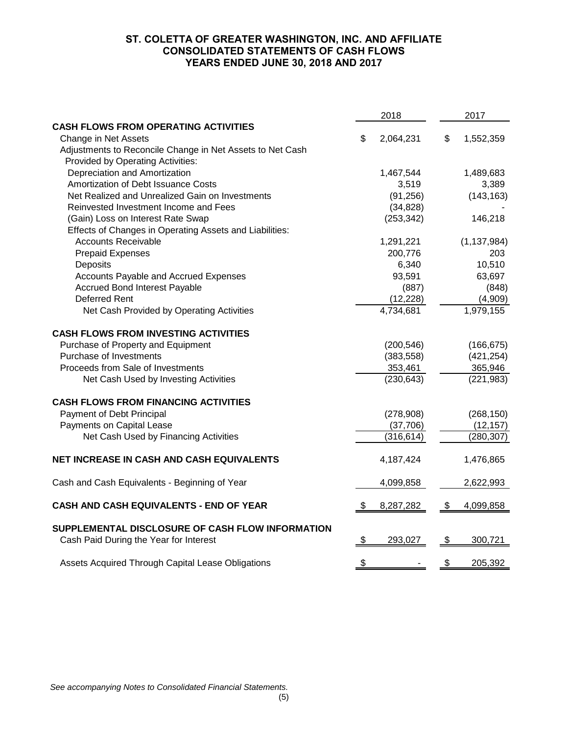# ST. COLETTA OF GREATER WASHINGTON, INC. AND AFFILIATE
## CONSOLIDATED STATEMENTS OF CASH FLOWS
### YEARS ENDED JUNE 30, 2018 AND 2017

| | 2018 | 2017 |
|---|---|---|
| **CASH FLOWS FROM OPERATING ACTIVITIES** | | |
| Change in Net Assets | $ 2,064,231 | $ 1,552,359 |
| Adjustments to Reconcile Change in Net Assets to Net Cash Provided by Operating Activities: | | |
| Depreciation and Amortization | 1,467,544 | 1,489,683 |
| Amortization of Debt Issuance Costs | 3,519 | 3,389 |
| Net Realized and Unrealized Gain on Investments | (91,256) | (143,163) |
| Reinvested Investment Income and Fees | (34,828) | - |
| (Gain) Loss on Interest Rate Swap | (253,342) | 146,218 |
| Effects of Changes in Operating Assets and Liabilities: | | |
| Accounts Receivable | 1,291,221 | (1,137,984) |
| Prepaid Expenses | 200,776 | 203 |
| Deposits | 6,340 | 10,510 |
| Accounts Payable and Accrued Expenses | 93,591 | 63,697 |
| Accrued Bond Interest Payable | (887) | (848) |
| Deferred Rent | (12,228) | (4,909) |
| Net Cash Provided by Operating Activities | 4,734,681 | 1,979,155 |
| **CASH FLOWS FROM INVESTING ACTIVITIES** | | |
| Purchase of Property and Equipment | (200,546) | (166,675) |
| Purchase of Investments | (383,558) | (421,254) |
| Proceeds from Sale of Investments | 353,461 | 365,946 |
| Net Cash Used by Investing Activities | (230,643) | (221,983) |
| **CASH FLOWS FROM FINANCING ACTIVITIES** | | |
| Payment of Debt Principal | (278,908) | (268,150) |
| Payments on Capital Lease | (37,706) | (12,157) |
| Net Cash Used by Financing Activities | (316,614) | (280,307) |
| **NET INCREASE IN CASH AND CASH EQUIVALENTS** | 4,187,424 | 1,476,865 |
| Cash and Cash Equivalents - Beginning of Year | 4,099,858 | 2,622,993 |
| **CASH AND CASH EQUIVALENTS - END OF YEAR** | $ 8,287,282 | $ 4,099,858 |
| **SUPPLEMENTAL DISCLOSURE OF CASH FLOW INFORMATION** | | |
| Cash Paid During the Year for Interest | $ 293,027 | $ 300,721 |
| Assets Acquired Through Capital Lease Obligations | $ - | $ 205,392 |

*See accompanying Notes to Consolidated Financial Statements.*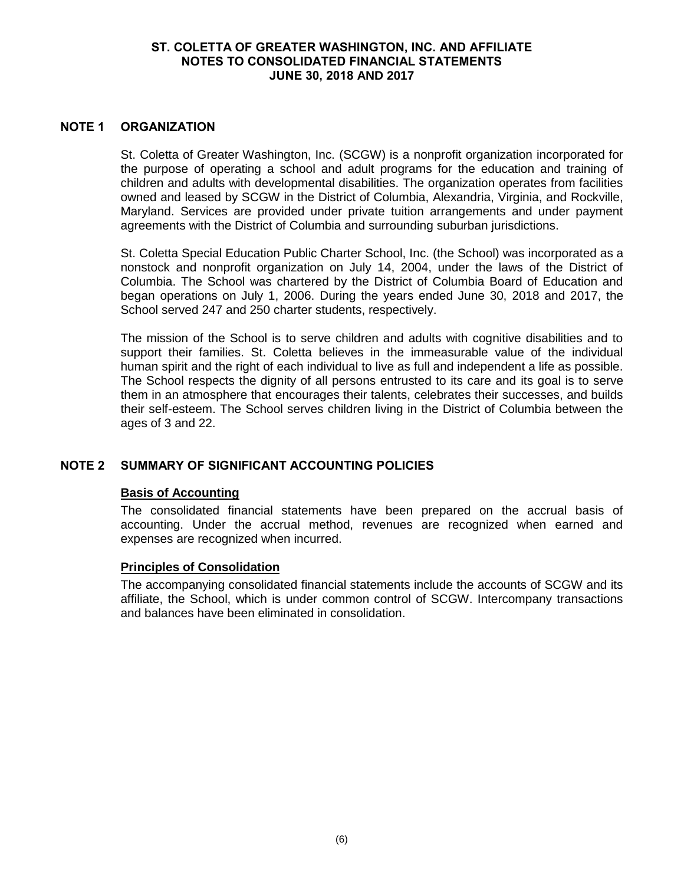## NOTE 1 ORGANIZATION

St. Coletta of Greater Washington, Inc. (SCGW) is a nonprofit organization incorporated for the purpose of operating a school and adult programs for the education and training of children and adults with developmental disabilities. The organization operates from facilities owned and leased by SCGW in the District of Columbia, Alexandria, Virginia, and Rockville, Maryland. Services are provided under private tuition arrangements and under payment agreements with the District of Columbia and surrounding suburban jurisdictions.

St. Coletta Special Education Public Charter School, Inc. (the School) was incorporated as a nonstock and nonprofit organization on July 14, 2004, under the laws of the District of Columbia. The School was chartered by the District of Columbia Board of Education and began operations on July 1, 2006. During the years ended June 30, 2018 and 2017, the School served 247 and 250 charter students, respectively.

The mission of the School is to serve children and adults with cognitive disabilities and to support their families. St. Coletta believes in the immeasurable value of the individual human spirit and the right of each individual to live as full and independent a life as possible. The School respects the dignity of all persons entrusted to its care and its goal is to serve them in an atmosphere that encourages their talents, celebrates their successes, and builds their self-esteem. The School serves children living in the District of Columbia between the ages of 3 and 22.

## NOTE 2 SUMMARY OF SIGNIFICANT ACCOUNTING POLICIES

### Basis of Accounting

The consolidated financial statements have been prepared on the accrual basis of accounting. Under the accrual method, revenues are recognized when earned and expenses are recognized when incurred.

### Principles of Consolidation

The accompanying consolidated financial statements include the accounts of SCGW and its affiliate, the School, which is under common control of SCGW. Intercompany transactions and balances have been eliminated in consolidation.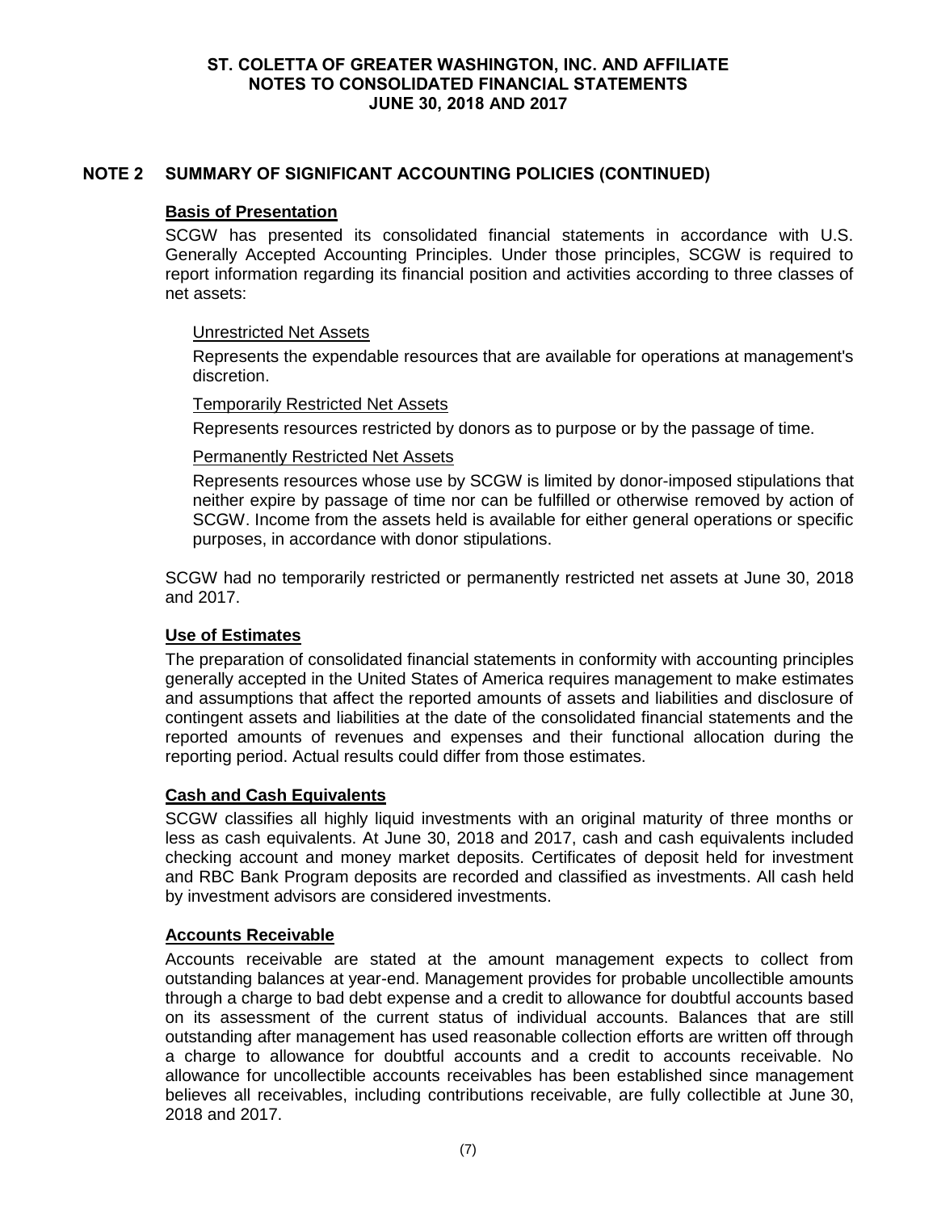## NOTE 2 SUMMARY OF SIGNIFICANT ACCOUNTING POLICIES (CONTINUED)

### Basis of Presentation

SCGW has presented its consolidated financial statements in accordance with U.S. Generally Accepted Accounting Principles. Under those principles, SCGW is required to report information regarding its financial position and activities according to three classes of net assets:

Unrestricted Net Assets

Represents the expendable resources that are available for operations at management's discretion.

Temporarily Restricted Net Assets

Represents resources restricted by donors as to purpose or by the passage of time.

Permanently Restricted Net Assets

Represents resources whose use by SCGW is limited by donor-imposed stipulations that neither expire by passage of time nor can be fulfilled or otherwise removed by action of SCGW. Income from the assets held is available for either general operations or specific purposes, in accordance with donor stipulations.

SCGW had no temporarily restricted or permanently restricted net assets at June 30, 2018 and 2017.

### Use of Estimates

The preparation of consolidated financial statements in conformity with accounting principles generally accepted in the United States of America requires management to make estimates and assumptions that affect the reported amounts of assets and liabilities and disclosure of contingent assets and liabilities at the date of the consolidated financial statements and the reported amounts of revenues and expenses and their functional allocation during the reporting period. Actual results could differ from those estimates.

### Cash and Cash Equivalents

SCGW classifies all highly liquid investments with an original maturity of three months or less as cash equivalents. At June 30, 2018 and 2017, cash and cash equivalents included checking account and money market deposits. Certificates of deposit held for investment and RBC Bank Program deposits are recorded and classified as investments. All cash held by investment advisors are considered investments.

### Accounts Receivable

Accounts receivable are stated at the amount management expects to collect from outstanding balances at year-end. Management provides for probable uncollectible amounts through a charge to bad debt expense and a credit to allowance for doubtful accounts based on its assessment of the current status of individual accounts. Balances that are still outstanding after management has used reasonable collection efforts are written off through a charge to allowance for doubtful accounts and a credit to accounts receivable. No allowance for uncollectible accounts receivables has been established since management believes all receivables, including contributions receivable, are fully collectible at June 30, 2018 and 2017.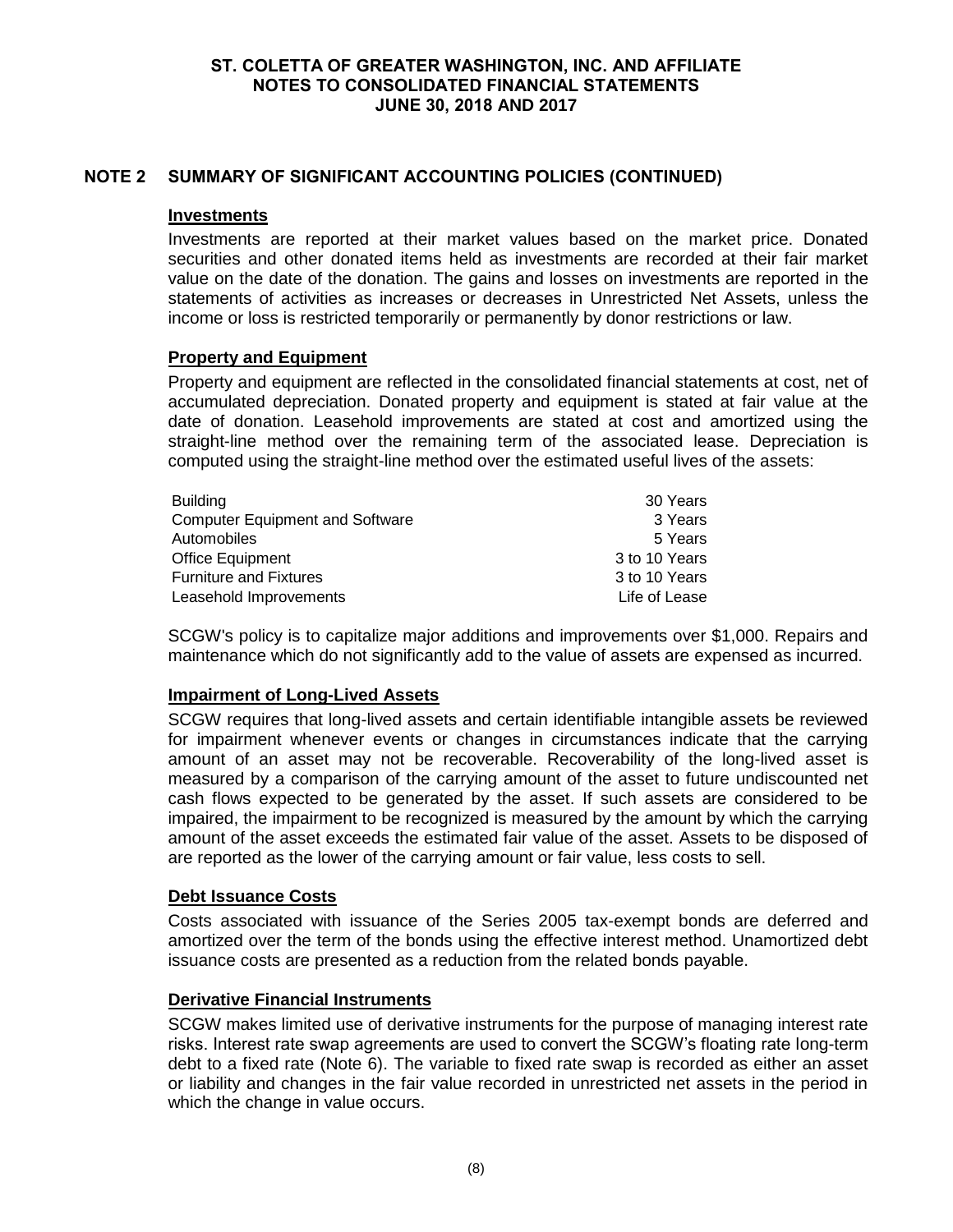## NOTE 2 SUMMARY OF SIGNIFICANT ACCOUNTING POLICIES (CONTINUED)

### Investments

Investments are reported at their market values based on the market price. Donated securities and other donated items held as investments are recorded at their fair market value on the date of the donation. The gains and losses on investments are reported in the statements of activities as increases or decreases in Unrestricted Net Assets, unless the income or loss is restricted temporarily or permanently by donor restrictions or law.

### Property and Equipment

Property and equipment are reflected in the consolidated financial statements at cost, net of accumulated depreciation. Donated property and equipment is stated at fair value at the date of donation. Leasehold improvements are stated at cost and amortized using the straight-line method over the remaining term of the associated lease. Depreciation is computed using the straight-line method over the estimated useful lives of the assets:

| | |
|---|---|
| Building | 30 Years |
| Computer Equipment and Software | 3 Years |
| Automobiles | 5 Years |
| Office Equipment | 3 to 10 Years |
| Furniture and Fixtures | 3 to 10 Years |
| Leasehold Improvements | Life of Lease |

SCGW's policy is to capitalize major additions and improvements over $1,000. Repairs and maintenance which do not significantly add to the value of assets are expensed as incurred.

### Impairment of Long-Lived Assets

SCGW requires that long-lived assets and certain identifiable intangible assets be reviewed for impairment whenever events or changes in circumstances indicate that the carrying amount of an asset may not be recoverable. Recoverability of the long-lived asset is measured by a comparison of the carrying amount of the asset to future undiscounted net cash flows expected to be generated by the asset. If such assets are considered to be impaired, the impairment to be recognized is measured by the amount by which the carrying amount of the asset exceeds the estimated fair value of the asset. Assets to be disposed of are reported as the lower of the carrying amount or fair value, less costs to sell.

### Debt Issuance Costs

Costs associated with issuance of the Series 2005 tax-exempt bonds are deferred and amortized over the term of the bonds using the effective interest method. Unamortized debt issuance costs are presented as a reduction from the related bonds payable.

### Derivative Financial Instruments

SCGW makes limited use of derivative instruments for the purpose of managing interest rate risks. Interest rate swap agreements are used to convert the SCGW's floating rate long-term debt to a fixed rate (Note 6). The variable to fixed rate swap is recorded as either an asset or liability and changes in the fair value recorded in unrestricted net assets in the period in which the change in value occurs.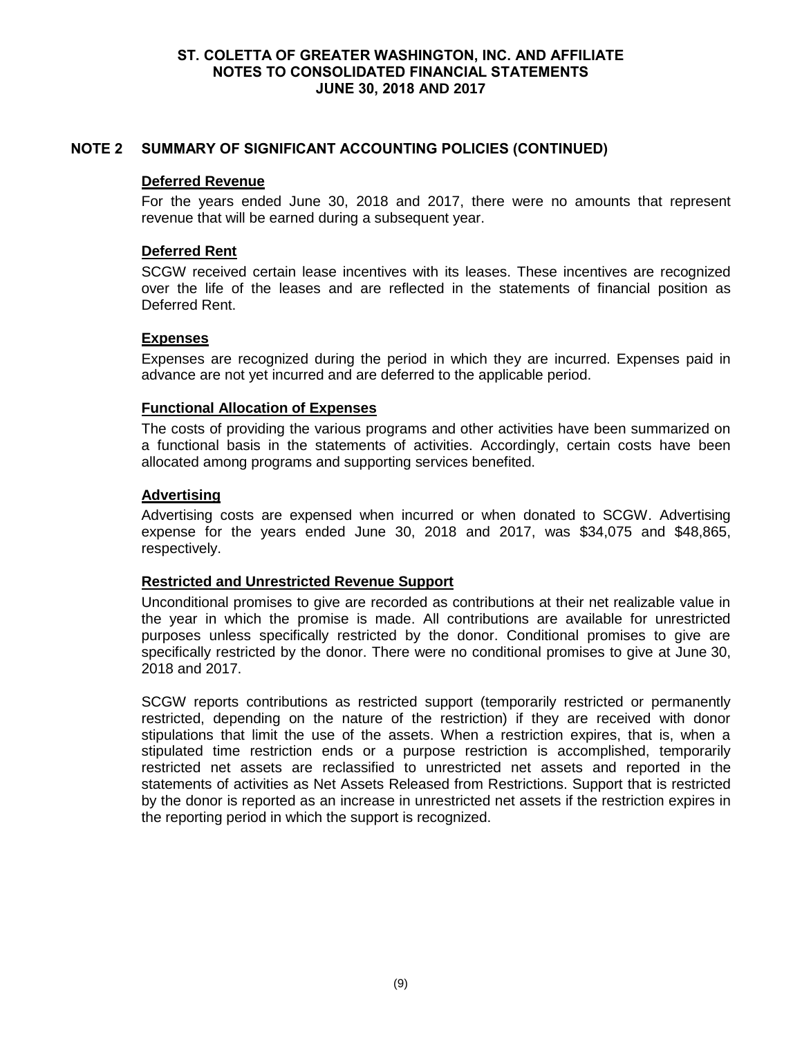## NOTE 2 SUMMARY OF SIGNIFICANT ACCOUNTING POLICIES (CONTINUED)

### Deferred Revenue

For the years ended June 30, 2018 and 2017, there were no amounts that represent revenue that will be earned during a subsequent year.

### Deferred Rent

SCGW received certain lease incentives with its leases. These incentives are recognized over the life of the leases and are reflected in the statements of financial position as Deferred Rent.

### Expenses

Expenses are recognized during the period in which they are incurred. Expenses paid in advance are not yet incurred and are deferred to the applicable period.

### Functional Allocation of Expenses

The costs of providing the various programs and other activities have been summarized on a functional basis in the statements of activities. Accordingly, certain costs have been allocated among programs and supporting services benefited.

### Advertising

Advertising costs are expensed when incurred or when donated to SCGW. Advertising expense for the years ended June 30, 2018 and 2017, was $34,075 and $48,865, respectively.

### Restricted and Unrestricted Revenue Support

Unconditional promises to give are recorded as contributions at their net realizable value in the year in which the promise is made. All contributions are available for unrestricted purposes unless specifically restricted by the donor. Conditional promises to give are specifically restricted by the donor. There were no conditional promises to give at June 30, 2018 and 2017.

SCGW reports contributions as restricted support (temporarily restricted or permanently restricted, depending on the nature of the restriction) if they are received with donor stipulations that limit the use of the assets. When a restriction expires, that is, when a stipulated time restriction ends or a purpose restriction is accomplished, temporarily restricted net assets are reclassified to unrestricted net assets and reported in the statements of activities as Net Assets Released from Restrictions. Support that is restricted by the donor is reported as an increase in unrestricted net assets if the restriction expires in the reporting period in which the support is recognized.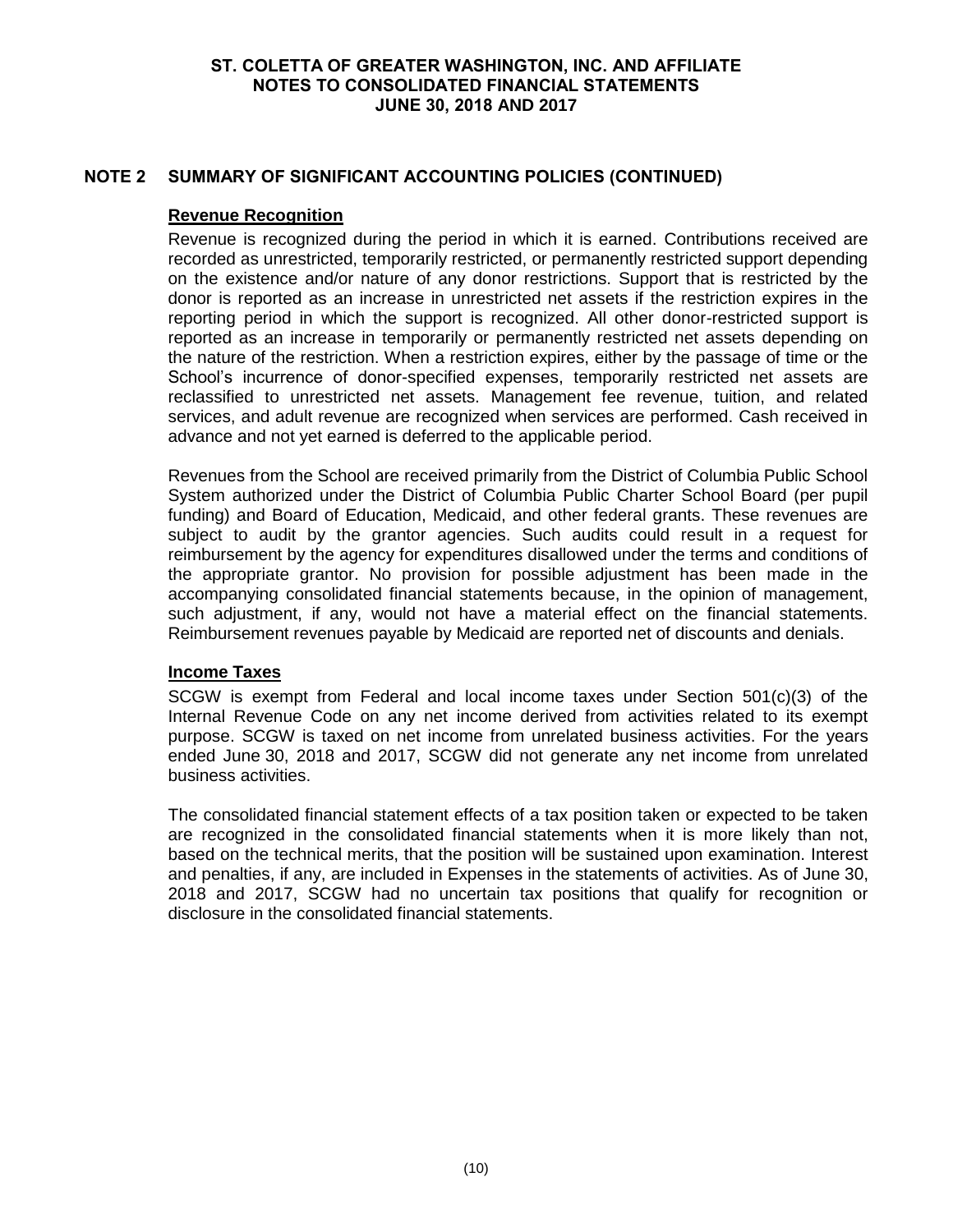## NOTE 2 SUMMARY OF SIGNIFICANT ACCOUNTING POLICIES (CONTINUED)

### Revenue Recognition

Revenue is recognized during the period in which it is earned. Contributions received are recorded as unrestricted, temporarily restricted, or permanently restricted support depending on the existence and/or nature of any donor restrictions. Support that is restricted by the donor is reported as an increase in unrestricted net assets if the restriction expires in the reporting period in which the support is recognized. All other donor-restricted support is reported as an increase in temporarily or permanently restricted net assets depending on the nature of the restriction. When a restriction expires, either by the passage of time or the School's incurrence of donor-specified expenses, temporarily restricted net assets are reclassified to unrestricted net assets. Management fee revenue, tuition, and related services, and adult revenue are recognized when services are performed. Cash received in advance and not yet earned is deferred to the applicable period.

Revenues from the School are received primarily from the District of Columbia Public School System authorized under the District of Columbia Public Charter School Board (per pupil funding) and Board of Education, Medicaid, and other federal grants. These revenues are subject to audit by the grantor agencies. Such audits could result in a request for reimbursement by the agency for expenditures disallowed under the terms and conditions of the appropriate grantor. No provision for possible adjustment has been made in the accompanying consolidated financial statements because, in the opinion of management, such adjustment, if any, would not have a material effect on the financial statements. Reimbursement revenues payable by Medicaid are reported net of discounts and denials.

### Income Taxes

SCGW is exempt from Federal and local income taxes under Section 501(c)(3) of the Internal Revenue Code on any net income derived from activities related to its exempt purpose. SCGW is taxed on net income from unrelated business activities. For the years ended June 30, 2018 and 2017, SCGW did not generate any net income from unrelated business activities.

The consolidated financial statement effects of a tax position taken or expected to be taken are recognized in the consolidated financial statements when it is more likely than not, based on the technical merits, that the position will be sustained upon examination. Interest and penalties, if any, are included in Expenses in the statements of activities. As of June 30, 2018 and 2017, SCGW had no uncertain tax positions that qualify for recognition or disclosure in the consolidated financial statements.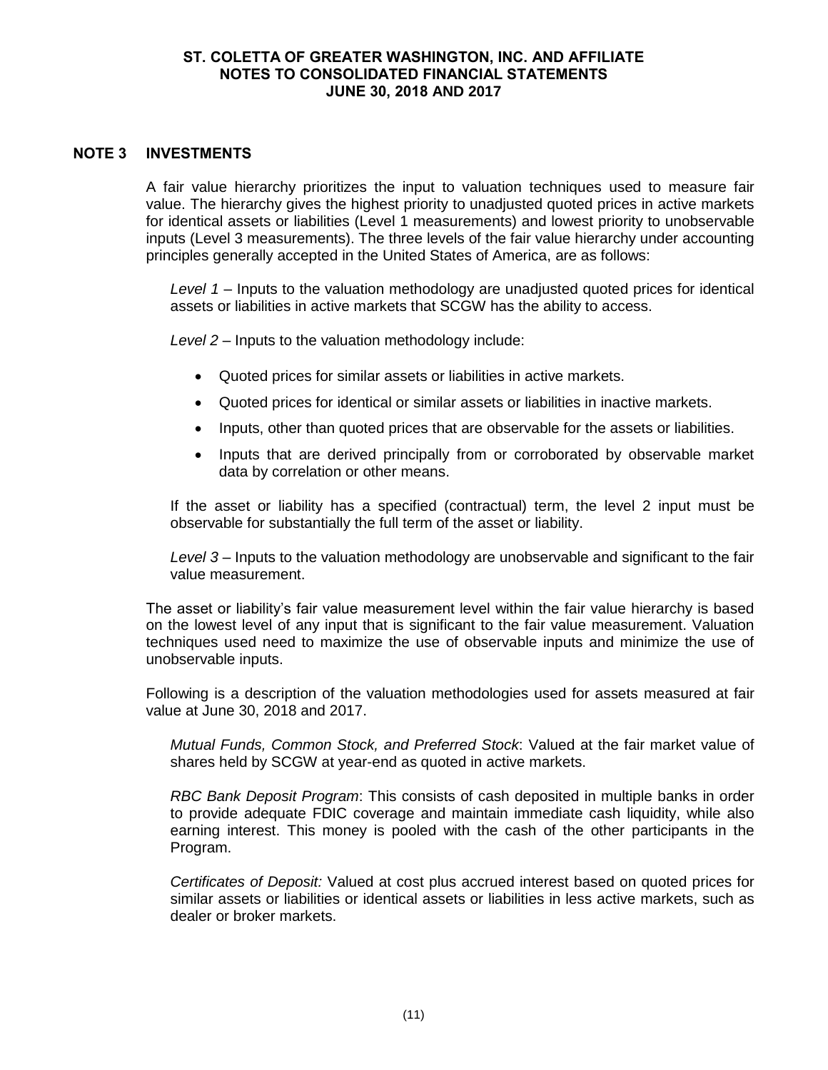## NOTE 3 INVESTMENTS

A fair value hierarchy prioritizes the input to valuation techniques used to measure fair value. The hierarchy gives the highest priority to unadjusted quoted prices in active markets for identical assets or liabilities (Level 1 measurements) and lowest priority to unobservable inputs (Level 3 measurements). The three levels of the fair value hierarchy under accounting principles generally accepted in the United States of America, are as follows:

*Level 1* – Inputs to the valuation methodology are unadjusted quoted prices for identical assets or liabilities in active markets that SCGW has the ability to access.

*Level 2* – Inputs to the valuation methodology include:

- Quoted prices for similar assets or liabilities in active markets.
- Quoted prices for identical or similar assets or liabilities in inactive markets.
- Inputs, other than quoted prices that are observable for the assets or liabilities.
- Inputs that are derived principally from or corroborated by observable market data by correlation or other means.

If the asset or liability has a specified (contractual) term, the level 2 input must be observable for substantially the full term of the asset or liability.

*Level 3* – Inputs to the valuation methodology are unobservable and significant to the fair value measurement.

The asset or liability's fair value measurement level within the fair value hierarchy is based on the lowest level of any input that is significant to the fair value measurement. Valuation techniques used need to maximize the use of observable inputs and minimize the use of unobservable inputs.

Following is a description of the valuation methodologies used for assets measured at fair value at June 30, 2018 and 2017.

*Mutual Funds, Common Stock, and Preferred Stock*: Valued at the fair market value of shares held by SCGW at year-end as quoted in active markets.

*RBC Bank Deposit Program*: This consists of cash deposited in multiple banks in order to provide adequate FDIC coverage and maintain immediate cash liquidity, while also earning interest. This money is pooled with the cash of the other participants in the Program.

*Certificates of Deposit:* Valued at cost plus accrued interest based on quoted prices for similar assets or liabilities or identical assets or liabilities in less active markets, such as dealer or broker markets.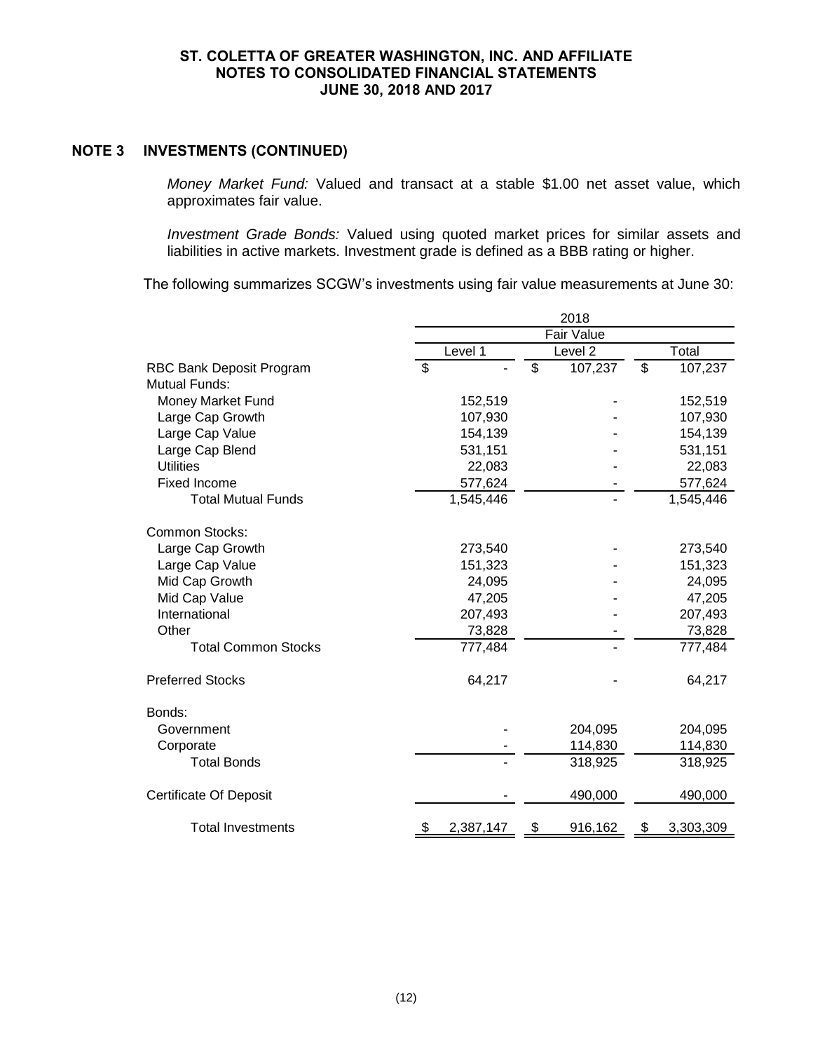## NOTE 3 INVESTMENTS (CONTINUED)

*Money Market Fund:* Valued and transact at a stable $1.00 net asset value, which approximates fair value.

*Investment Grade Bonds:* Valued using quoted market prices for similar assets and liabilities in active markets. Investment grade is defined as a BBB rating or higher.

The following summarizes SCGW's investments using fair value measurements at June 30:

| | 2018 | | |
|---|---|---|---|
| | Fair Value | | |
| | Level 1 | Level 2 | Total |
| RBC Bank Deposit Program | $ - | $ 107,237 | $ 107,237 |
| Mutual Funds: | | | |
| Money Market Fund | 152,519 | - | 152,519 |
| Large Cap Growth | 107,930 | - | 107,930 |
| Large Cap Value | 154,139 | - | 154,139 |
| Large Cap Blend | 531,151 | - | 531,151 |
| Utilities | 22,083 | - | 22,083 |
| Fixed Income | 577,624 | - | 577,624 |
| Total Mutual Funds | 1,545,446 | - | 1,545,446 |
| Common Stocks: | | | |
| Large Cap Growth | 273,540 | - | 273,540 |
| Large Cap Value | 151,323 | - | 151,323 |
| Mid Cap Growth | 24,095 | - | 24,095 |
| Mid Cap Value | 47,205 | - | 47,205 |
| International | 207,493 | - | 207,493 |
| Other | 73,828 | - | 73,828 |
| Total Common Stocks | 777,484 | - | 777,484 |
| Preferred Stocks | 64,217 | - | 64,217 |
| Bonds: | | | |
| Government | - | 204,095 | 204,095 |
| Corporate | - | 114,830 | 114,830 |
| Total Bonds | - | 318,925 | 318,925 |
| Certificate Of Deposit | - | 490,000 | 490,000 |
| Total Investments | $ 2,387,147 | $ 916,162 | $ 3,303,309 |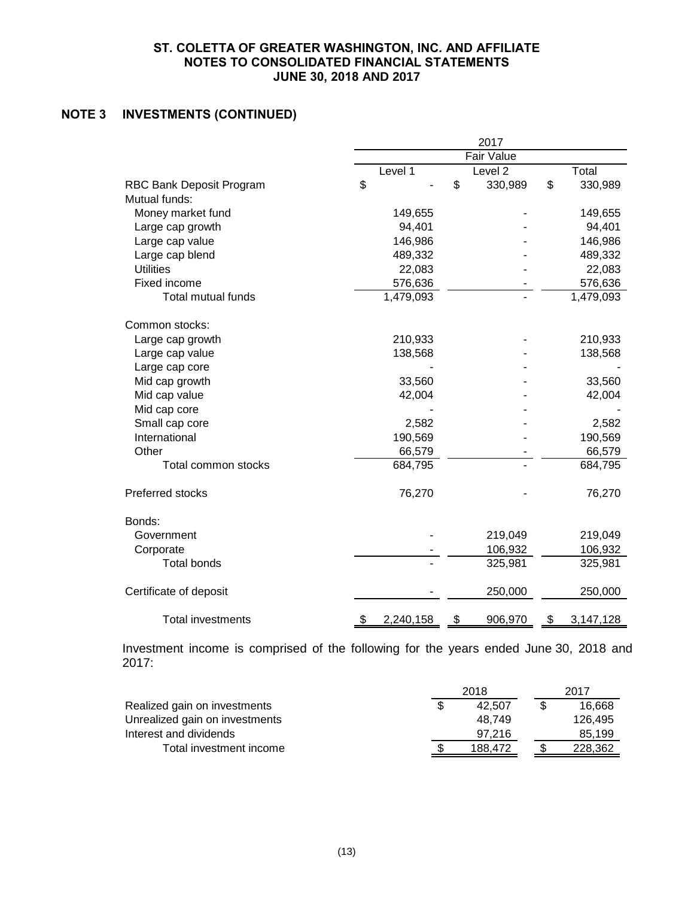## NOTE 3 INVESTMENTS (CONTINUED)

| | 2017 | | |
|---|---|---|---|
| | Fair Value | | |
| | Level 1 | Level 2 | Total |
| RBC Bank Deposit Program | $ - | $ 330,989 | $ 330,989 |
| Mutual funds: | | | |
| Money market fund | 149,655 | - | 149,655 |
| Large cap growth | 94,401 | - | 94,401 |
| Large cap value | 146,986 | - | 146,986 |
| Large cap blend | 489,332 | - | 489,332 |
| Utilities | 22,083 | - | 22,083 |
| Fixed income | 576,636 | - | 576,636 |
| Total mutual funds | 1,479,093 | - | 1,479,093 |
| Common stocks: | | | |
| Large cap growth | 210,933 | - | 210,933 |
| Large cap value | 138,568 | - | 138,568 |
| Large cap core | - | - | - |
| Mid cap growth | 33,560 | - | 33,560 |
| Mid cap value | 42,004 | - | 42,004 |
| Mid cap core | - | - | - |
| Small cap core | 2,582 | - | 2,582 |
| International | 190,569 | - | 190,569 |
| Other | 66,579 | - | 66,579 |
| Total common stocks | 684,795 | - | 684,795 |
| Preferred stocks | 76,270 | - | 76,270 |
| Bonds: | | | |
| Government | - | 219,049 | 219,049 |
| Corporate | - | 106,932 | 106,932 |
| Total bonds | - | 325,981 | 325,981 |
| Certificate of deposit | - | 250,000 | 250,000 |
| Total investments | $ 2,240,158 | $ 906,970 | $ 3,147,128 |

Investment income is comprised of the following for the years ended June 30, 2018 and 2017:

| | 2018 | 2017 |
|---|---|---|
| Realized gain on investments | $ 42,507 | $ 16,668 |
| Unrealized gain on investments | 48,749 | 126,495 |
| Interest and dividends | 97,216 | 85,199 |
| Total investment income | $ 188,472 | $ 228,362 |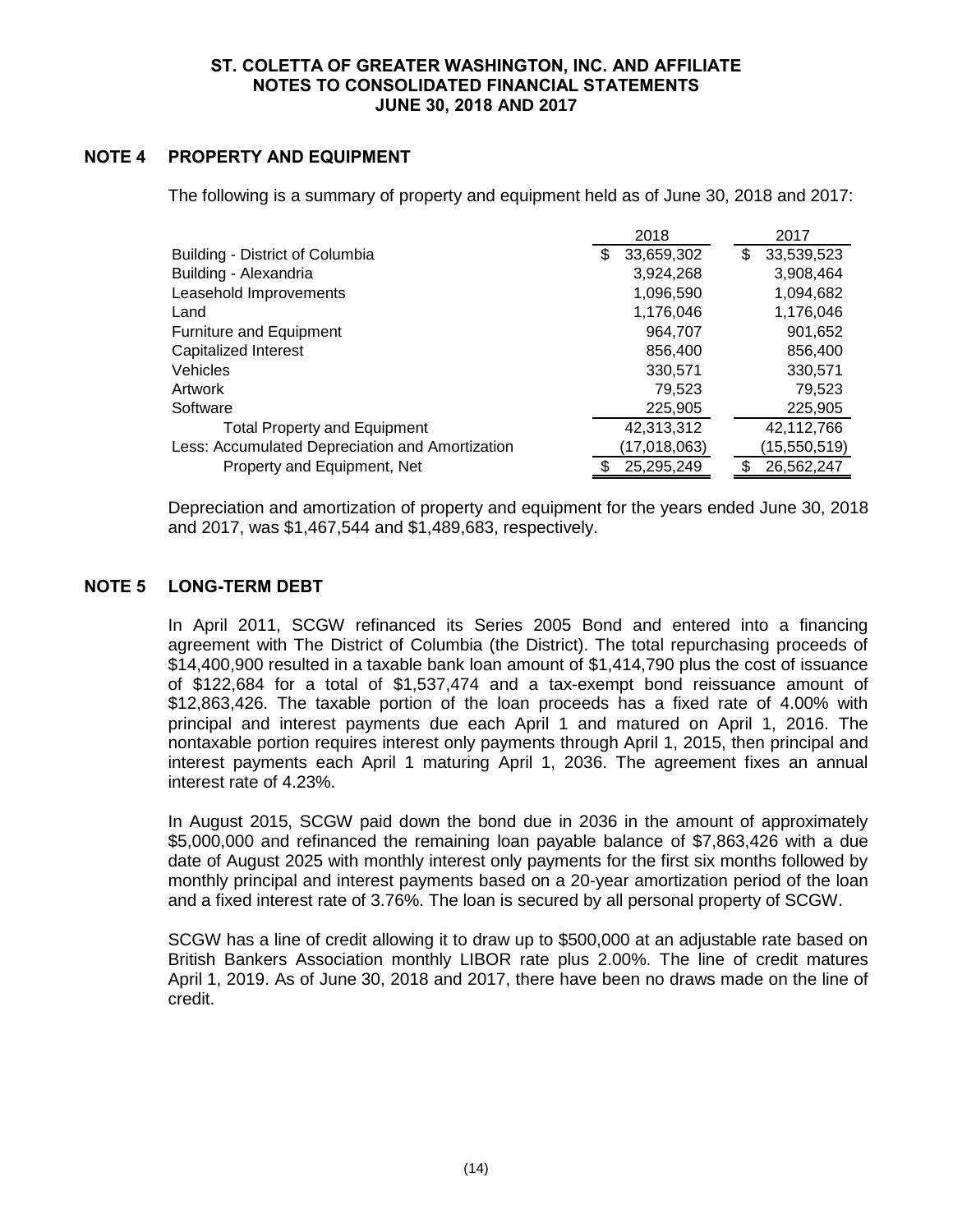# ST. COLETTA OF GREATER WASHINGTON, INC. AND AFFILIATE
# NOTES TO CONSOLIDATED FINANCIAL STATEMENTS
# JUNE 30, 2018 AND 2017

## NOTE 4 PROPERTY AND EQUIPMENT

The following is a summary of property and equipment held as of June 30, 2018 and 2017:

| | 2018 | 2017 |
|---|---|---|
| Building - District of Columbia | $ 33,659,302 | $ 33,539,523 |
| Building - Alexandria | 3,924,268 | 3,908,464 |
| Leasehold Improvements | 1,096,590 | 1,094,682 |
| Land | 1,176,046 | 1,176,046 |
| Furniture and Equipment | 964,707 | 901,652 |
| Capitalized Interest | 856,400 | 856,400 |
| Vehicles | 330,571 | 330,571 |
| Artwork | 79,523 | 79,523 |
| Software | 225,905 | 225,905 |
| Total Property and Equipment | 42,313,312 | 42,112,766 |
| Less: Accumulated Depreciation and Amortization | (17,018,063) | (15,550,519) |
| Property and Equipment, Net | $ 25,295,249 | $ 26,562,247 |

Depreciation and amortization of property and equipment for the years ended June 30, 2018 and 2017, was $1,467,544 and $1,489,683, respectively.

## NOTE 5 LONG-TERM DEBT

In April 2011, SCGW refinanced its Series 2005 Bond and entered into a financing agreement with The District of Columbia (the District). The total repurchasing proceeds of $14,400,900 resulted in a taxable bank loan amount of $1,414,790 plus the cost of issuance of $122,684 for a total of $1,537,474 and a tax-exempt bond reissuance amount of $12,863,426. The taxable portion of the loan proceeds has a fixed rate of 4.00% with principal and interest payments due each April 1 and matured on April 1, 2016. The nontaxable portion requires interest only payments through April 1, 2015, then principal and interest payments each April 1 maturing April 1, 2036. The agreement fixes an annual interest rate of 4.23%.

In August 2015, SCGW paid down the bond due in 2036 in the amount of approximately $5,000,000 and refinanced the remaining loan payable balance of $7,863,426 with a due date of August 2025 with monthly interest only payments for the first six months followed by monthly principal and interest payments based on a 20-year amortization period of the loan and a fixed interest rate of 3.76%. The loan is secured by all personal property of SCGW.

SCGW has a line of credit allowing it to draw up to $500,000 at an adjustable rate based on British Bankers Association monthly LIBOR rate plus 2.00%. The line of credit matures April 1, 2019. As of June 30, 2018 and 2017, there have been no draws made on the line of credit.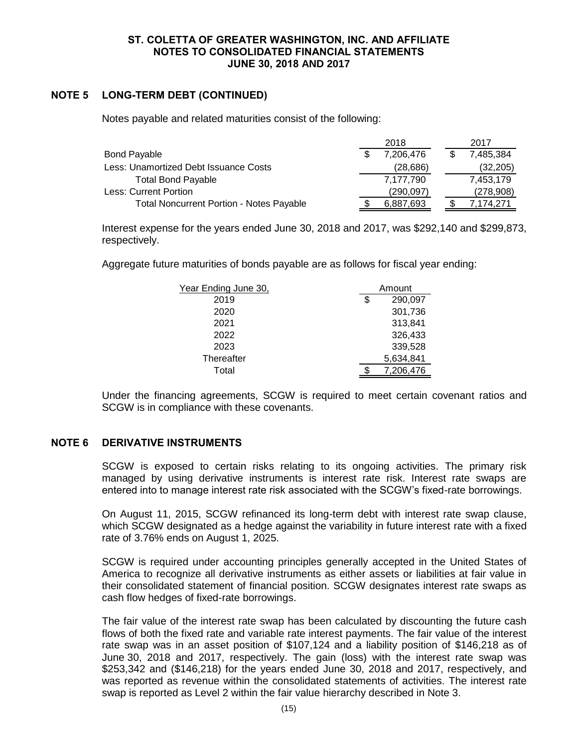## NOTE 5 LONG-TERM DEBT (CONTINUED)

Notes payable and related maturities consist of the following:

| | 2018 | 2017 |
|---|---|---|
| Bond Payable | $ 7,206,476 | $ 7,485,384 |
| Less: Unamortized Debt Issuance Costs | (28,686) | (32,205) |
| Total Bond Payable | 7,177,790 | 7,453,179 |
| Less: Current Portion | (290,097) | (278,908) |
| Total Noncurrent Portion - Notes Payable | $ 6,887,693 | $ 7,174,271 |

Interest expense for the years ended June 30, 2018 and 2017, was $292,140 and $299,873, respectively.

Aggregate future maturities of bonds payable are as follows for fiscal year ending:

| Year Ending June 30, | Amount |
|---|---|
| 2019 | $ 290,097 |
| 2020 | 301,736 |
| 2021 | 313,841 |
| 2022 | 326,433 |
| 2023 | 339,528 |
| Thereafter | 5,634,841 |
| Total | $ 7,206,476 |

Under the financing agreements, SCGW is required to meet certain covenant ratios and SCGW is in compliance with these covenants.

## NOTE 6 DERIVATIVE INSTRUMENTS

SCGW is exposed to certain risks relating to its ongoing activities. The primary risk managed by using derivative instruments is interest rate risk. Interest rate swaps are entered into to manage interest rate risk associated with the SCGW's fixed-rate borrowings.

On August 11, 2015, SCGW refinanced its long-term debt with interest rate swap clause, which SCGW designated as a hedge against the variability in future interest rate with a fixed rate of 3.76% ends on August 1, 2025.

SCGW is required under accounting principles generally accepted in the United States of America to recognize all derivative instruments as either assets or liabilities at fair value in their consolidated statement of financial position. SCGW designates interest rate swaps as cash flow hedges of fixed-rate borrowings.

The fair value of the interest rate swap has been calculated by discounting the future cash flows of both the fixed rate and variable rate interest payments. The fair value of the interest rate swap was in an asset position of $107,124 and a liability position of $146,218 as of June 30, 2018 and 2017, respectively. The gain (loss) with the interest rate swap was $253,342 and ($146,218) for the years ended June 30, 2018 and 2017, respectively, and was reported as revenue within the consolidated statements of activities. The interest rate swap is reported as Level 2 within the fair value hierarchy described in Note 3.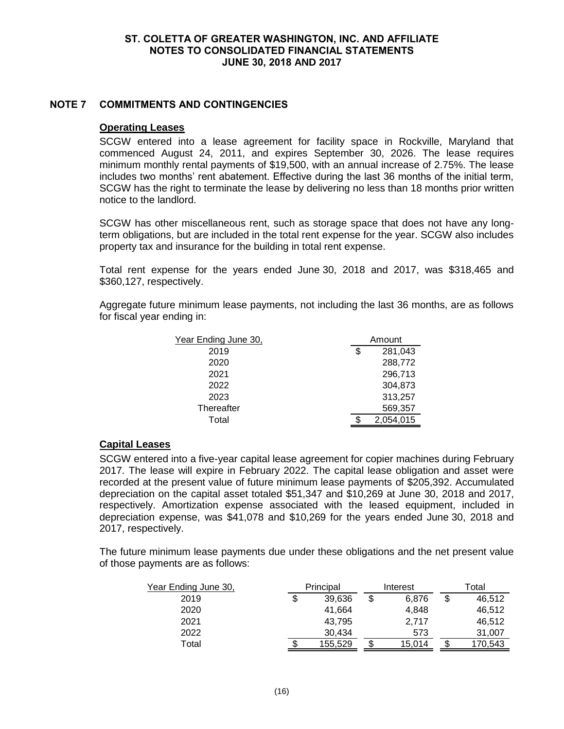## NOTE 7 COMMITMENTS AND CONTINGENCIES

### Operating Leases

SCGW entered into a lease agreement for facility space in Rockville, Maryland that commenced August 24, 2011, and expires September 30, 2026. The lease requires minimum monthly rental payments of $19,500, with an annual increase of 2.75%. The lease includes two months' rent abatement. Effective during the last 36 months of the initial term, SCGW has the right to terminate the lease by delivering no less than 18 months prior written notice to the landlord.

SCGW has other miscellaneous rent, such as storage space that does not have any long-term obligations, but are included in the total rent expense for the year. SCGW also includes property tax and insurance for the building in total rent expense.

Total rent expense for the years ended June 30, 2018 and 2017, was $318,465 and $360,127, respectively.

Aggregate future minimum lease payments, not including the last 36 months, are as follows for fiscal year ending in:

| Year Ending June 30, | Amount |
|---|---|
| 2019 | $ 281,043 |
| 2020 | 288,772 |
| 2021 | 296,713 |
| 2022 | 304,873 |
| 2023 | 313,257 |
| Thereafter | 569,357 |
| Total | $ 2,054,015 |

### Capital Leases

SCGW entered into a five-year capital lease agreement for copier machines during February 2017. The lease will expire in February 2022. The capital lease obligation and asset were recorded at the present value of future minimum lease payments of $205,392. Accumulated depreciation on the capital asset totaled $51,347 and $10,269 at June 30, 2018 and 2017, respectively. Amortization expense associated with the leased equipment, included in depreciation expense, was $41,078 and $10,269 for the years ended June 30, 2018 and 2017, respectively.

The future minimum lease payments due under these obligations and the net present value of those payments are as follows:

| Year Ending June 30, | Principal | Interest | Total |
|---|---|---|---|
| 2019 | $ 39,636 | $ 6,876 | $ 46,512 |
| 2020 | 41,664 | 4,848 | 46,512 |
| 2021 | 43,795 | 2,717 | 46,512 |
| 2022 | 30,434 | 573 | 31,007 |
| Total | $ 155,529 | $ 15,014 | $ 170,543 |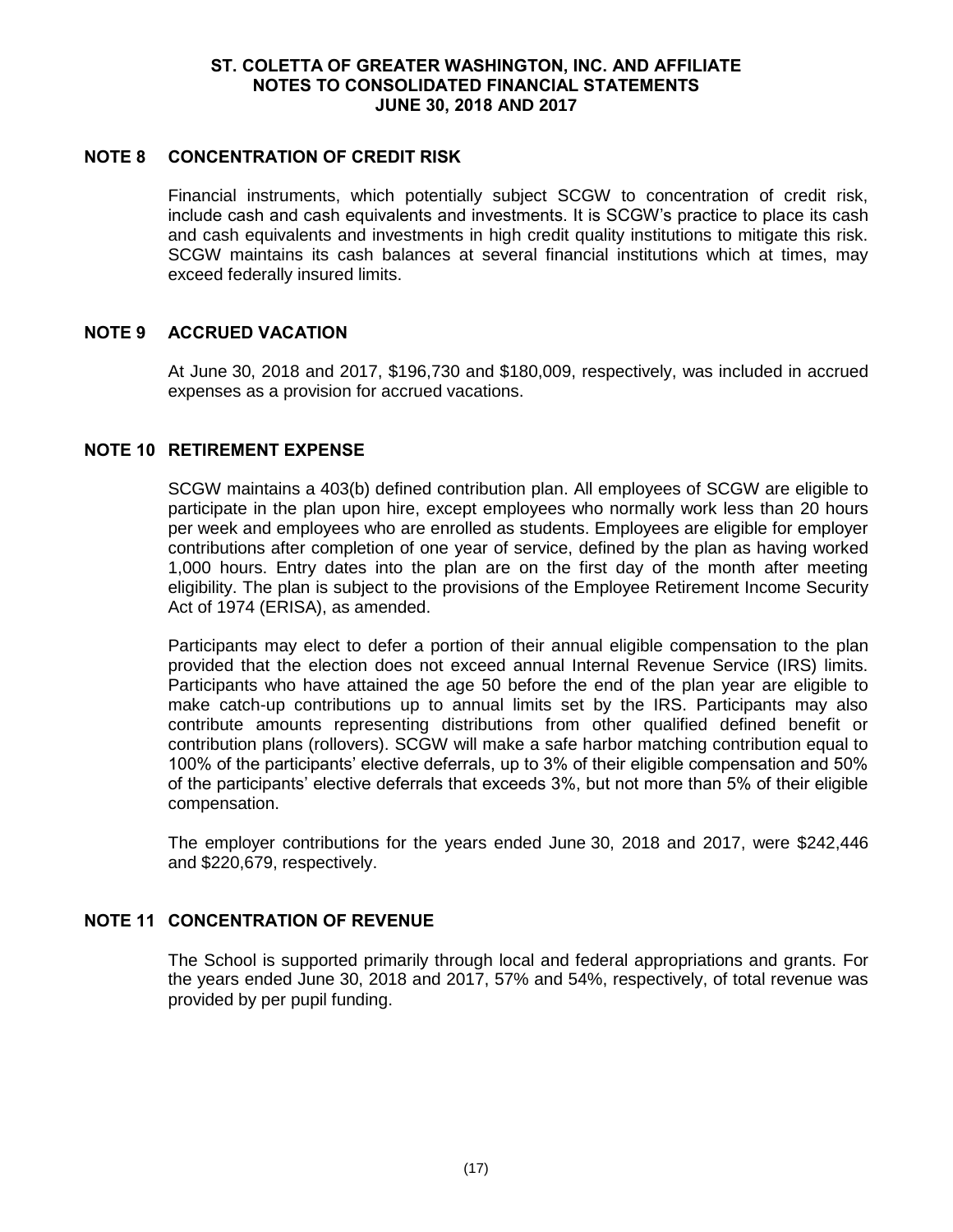## NOTE 8 CONCENTRATION OF CREDIT RISK

Financial instruments, which potentially subject SCGW to concentration of credit risk, include cash and cash equivalents and investments. It is SCGW's practice to place its cash and cash equivalents and investments in high credit quality institutions to mitigate this risk. SCGW maintains its cash balances at several financial institutions which at times, may exceed federally insured limits.

## NOTE 9 ACCRUED VACATION

At June 30, 2018 and 2017, $196,730 and $180,009, respectively, was included in accrued expenses as a provision for accrued vacations.

## NOTE 10 RETIREMENT EXPENSE

SCGW maintains a 403(b) defined contribution plan. All employees of SCGW are eligible to participate in the plan upon hire, except employees who normally work less than 20 hours per week and employees who are enrolled as students. Employees are eligible for employer contributions after completion of one year of service, defined by the plan as having worked 1,000 hours. Entry dates into the plan are on the first day of the month after meeting eligibility. The plan is subject to the provisions of the Employee Retirement Income Security Act of 1974 (ERISA), as amended.

Participants may elect to defer a portion of their annual eligible compensation to the plan provided that the election does not exceed annual Internal Revenue Service (IRS) limits. Participants who have attained the age 50 before the end of the plan year are eligible to make catch-up contributions up to annual limits set by the IRS. Participants may also contribute amounts representing distributions from other qualified defined benefit or contribution plans (rollovers). SCGW will make a safe harbor matching contribution equal to 100% of the participants' elective deferrals, up to 3% of their eligible compensation and 50% of the participants' elective deferrals that exceeds 3%, but not more than 5% of their eligible compensation.

The employer contributions for the years ended June 30, 2018 and 2017, were $242,446 and $220,679, respectively.

## NOTE 11 CONCENTRATION OF REVENUE

The School is supported primarily through local and federal appropriations and grants. For the years ended June 30, 2018 and 2017, 57% and 54%, respectively, of total revenue was provided by per pupil funding.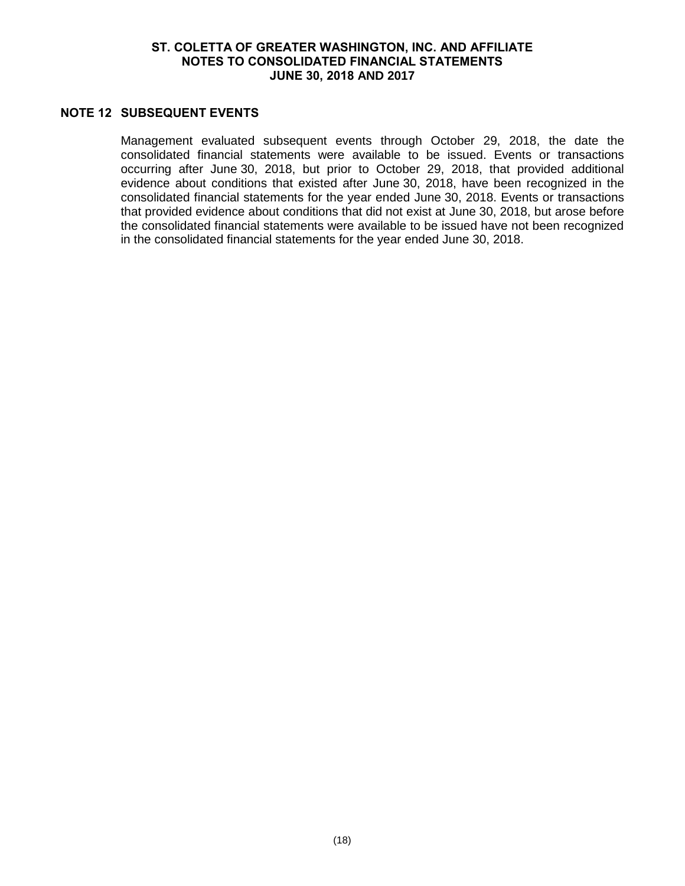## NOTE 12 SUBSEQUENT EVENTS

Management evaluated subsequent events through October 29, 2018, the date the consolidated financial statements were available to be issued. Events or transactions occurring after June 30, 2018, but prior to October 29, 2018, that provided additional evidence about conditions that existed after June 30, 2018, have been recognized in the consolidated financial statements for the year ended June 30, 2018. Events or transactions that provided evidence about conditions that did not exist at June 30, 2018, but arose before the consolidated financial statements were available to be issued have not been recognized in the consolidated financial statements for the year ended June 30, 2018.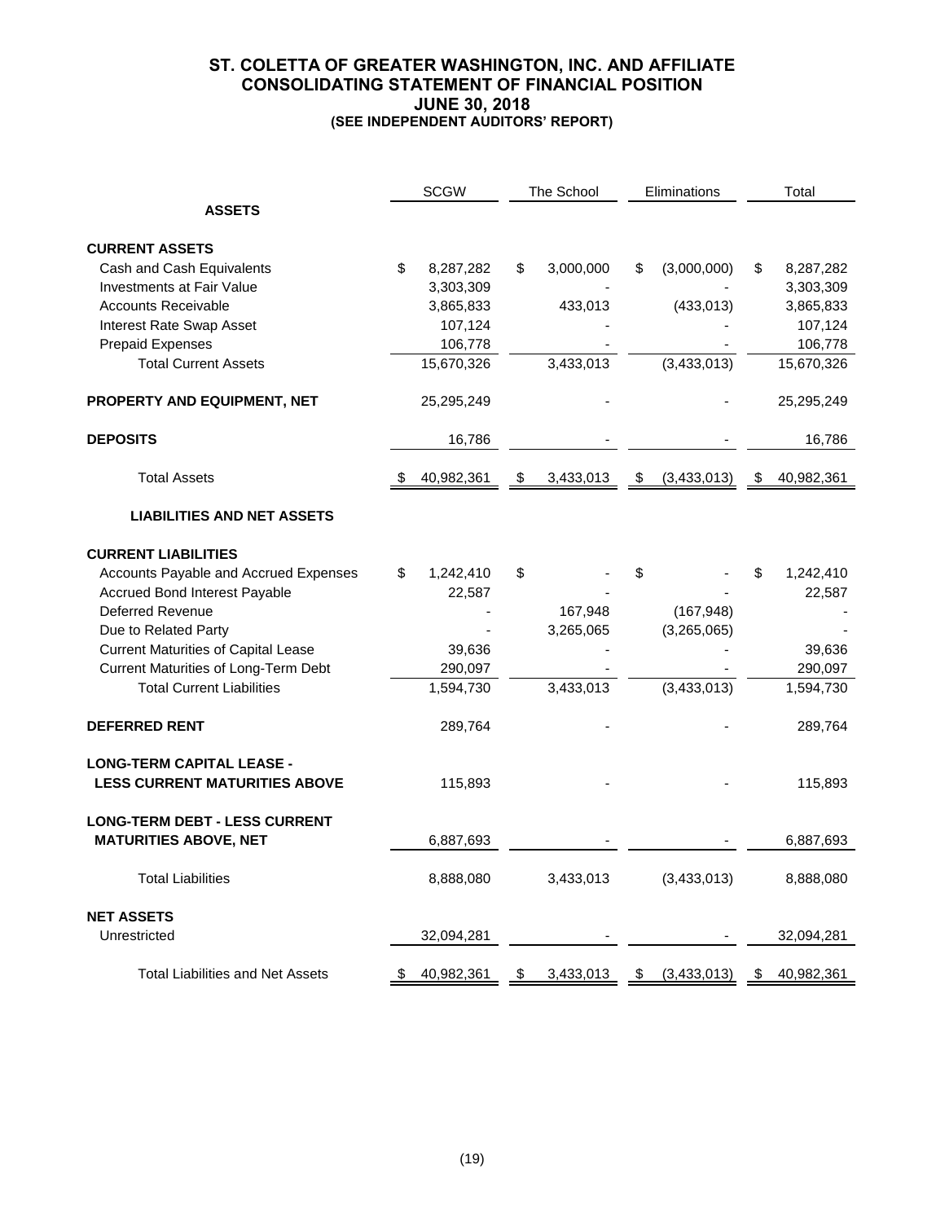# ST. COLETTA OF GREATER WASHINGTON, INC. AND AFFILIATE
## CONSOLIDATING STATEMENT OF FINANCIAL POSITION
### JUNE 30, 2018
### (SEE INDEPENDENT AUDITORS' REPORT)

| | SCGW | The School | Eliminations | Total |
|---|---|---|---|---|
| **ASSETS** | | | | |
| **CURRENT ASSETS** | | | | |
| Cash and Cash Equivalents | $ 8,287,282 | $ 3,000,000 | $ (3,000,000) | $ 8,287,282 |
| Investments at Fair Value | 3,303,309 | - | - | 3,303,309 |
| Accounts Receivable | 3,865,833 | 433,013 | (433,013) | 3,865,833 |
| Interest Rate Swap Asset | 107,124 | - | - | 107,124 |
| Prepaid Expenses | 106,778 | - | - | 106,778 |
| Total Current Assets | 15,670,326 | 3,433,013 | (3,433,013) | 15,670,326 |
| **PROPERTY AND EQUIPMENT, NET** | 25,295,249 | - | - | 25,295,249 |
| **DEPOSITS** | 16,786 | - | - | 16,786 |
| Total Assets | $ 40,982,361 | $ 3,433,013 | $ (3,433,013) | $ 40,982,361 |
| **LIABILITIES AND NET ASSETS** | | | | |
| **CURRENT LIABILITIES** | | | | |
| Accounts Payable and Accrued Expenses | $ 1,242,410 | $ - | $ - | $ 1,242,410 |
| Accrued Bond Interest Payable | 22,587 | - | - | 22,587 |
| Deferred Revenue | - | 167,948 | (167,948) | - |
| Due to Related Party | - | 3,265,065 | (3,265,065) | - |
| Current Maturities of Capital Lease | 39,636 | - | - | 39,636 |
| Current Maturities of Long-Term Debt | 290,097 | - | - | 290,097 |
| Total Current Liabilities | 1,594,730 | 3,433,013 | (3,433,013) | 1,594,730 |
| **DEFERRED RENT** | 289,764 | - | - | 289,764 |
| **LONG-TERM CAPITAL LEASE - LESS CURRENT MATURITIES ABOVE** | 115,893 | - | - | 115,893 |
| **LONG-TERM DEBT - LESS CURRENT MATURITIES ABOVE, NET** | 6,887,693 | - | - | 6,887,693 |
| Total Liabilities | 8,888,080 | 3,433,013 | (3,433,013) | 8,888,080 |
| **NET ASSETS** | | | | |
| Unrestricted | 32,094,281 | - | - | 32,094,281 |
| Total Liabilities and Net Assets | $ 40,982,361 | $ 3,433,013 | $ (3,433,013) | $ 40,982,361 |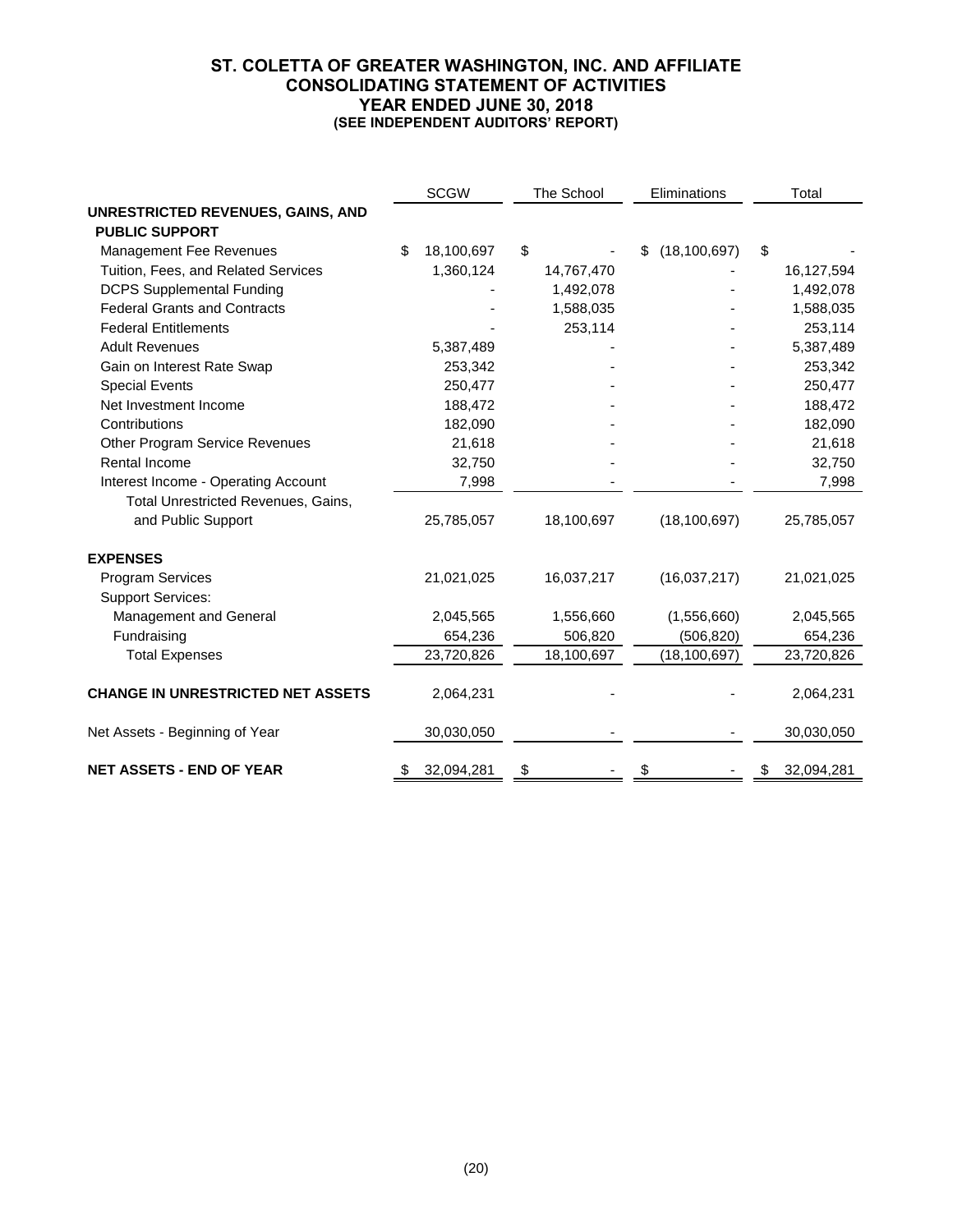# ST. COLETTA OF GREATER WASHINGTON, INC. AND AFFILIATE
## CONSOLIDATING STATEMENT OF ACTIVITIES
## YEAR ENDED JUNE 30, 2018
### (SEE INDEPENDENT AUDITORS' REPORT)

| | SCGW | The School | Eliminations | Total |
|---|---|---|---|---|
| **UNRESTRICTED REVENUES, GAINS, AND PUBLIC SUPPORT** | | | | |
| Management Fee Revenues | $ 18,100,697 | $ - | $ (18,100,697) | $ - |
| Tuition, Fees, and Related Services | 1,360,124 | 14,767,470 | - | 16,127,594 |
| DCPS Supplemental Funding | - | 1,492,078 | - | 1,492,078 |
| Federal Grants and Contracts | - | 1,588,035 | - | 1,588,035 |
| Federal Entitlements | - | 253,114 | - | 253,114 |
| Adult Revenues | 5,387,489 | - | - | 5,387,489 |
| Gain on Interest Rate Swap | 253,342 | - | - | 253,342 |
| Special Events | 250,477 | - | - | 250,477 |
| Net Investment Income | 188,472 | - | - | 188,472 |
| Contributions | 182,090 | - | - | 182,090 |
| Other Program Service Revenues | 21,618 | - | - | 21,618 |
| Rental Income | 32,750 | - | - | 32,750 |
| Interest Income - Operating Account | 7,998 | - | - | 7,998 |
| Total Unrestricted Revenues, Gains, and Public Support | 25,785,057 | 18,100,697 | (18,100,697) | 25,785,057 |
| **EXPENSES** | | | | |
| Program Services | 21,021,025 | 16,037,217 | (16,037,217) | 21,021,025 |
| Support Services: | | | | |
| Management and General | 2,045,565 | 1,556,660 | (1,556,660) | 2,045,565 |
| Fundraising | 654,236 | 506,820 | (506,820) | 654,236 |
| Total Expenses | 23,720,826 | 18,100,697 | (18,100,697) | 23,720,826 |
| **CHANGE IN UNRESTRICTED NET ASSETS** | 2,064,231 | - | - | 2,064,231 |
| Net Assets - Beginning of Year | 30,030,050 | - | - | 30,030,050 |
| **NET ASSETS - END OF YEAR** | $ 32,094,281 | $ - | $ - | $ 32,094,281 |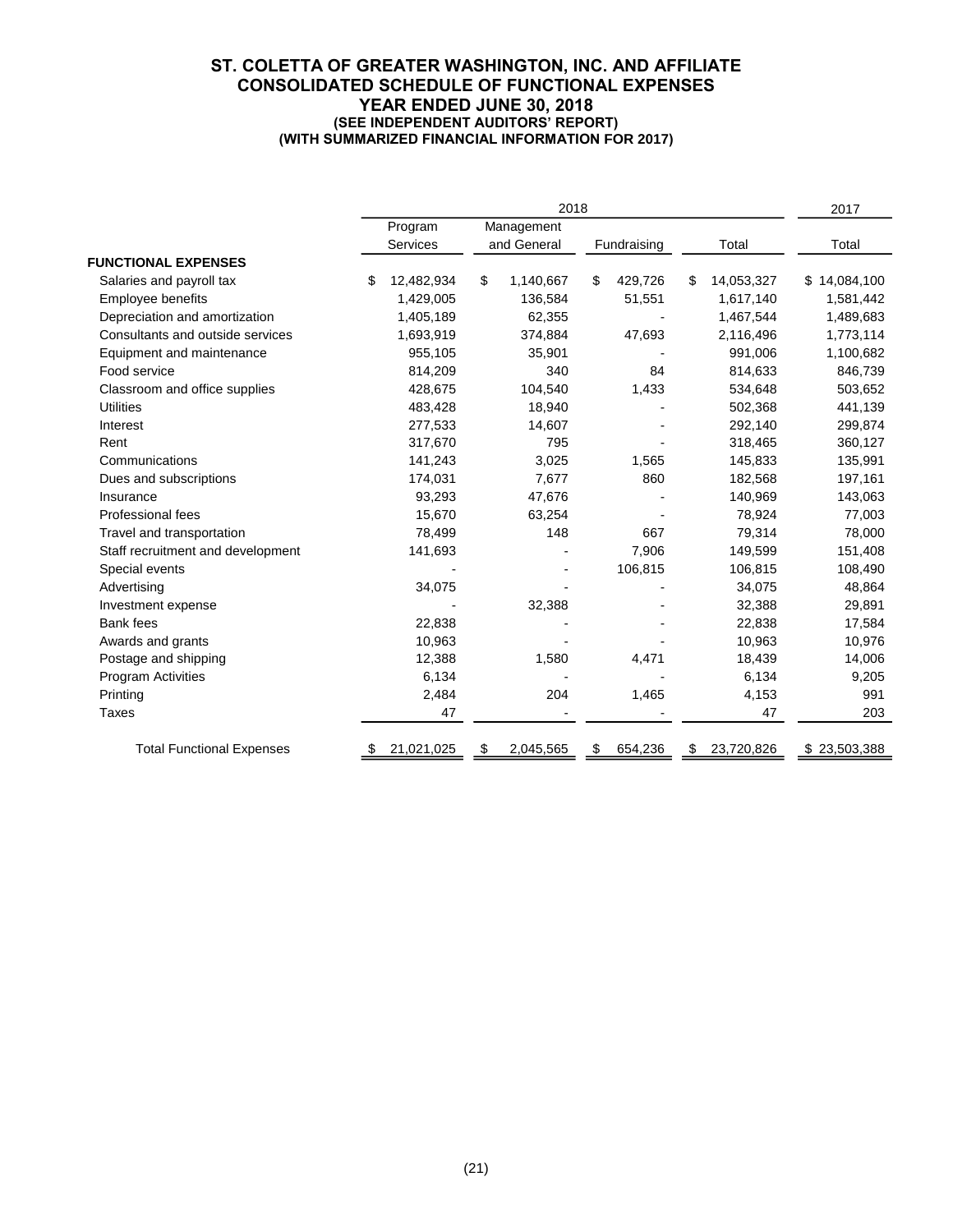# ST. COLETTA OF GREATER WASHINGTON, INC. AND AFFILIATE
## CONSOLIDATED SCHEDULE OF FUNCTIONAL EXPENSES
## YEAR ENDED JUNE 30, 2018
### (SEE INDEPENDENT AUDITORS' REPORT)
### (WITH SUMMARIZED FINANCIAL INFORMATION FOR 2017)

| | 2018 | | | | 2017 |
|---|---|---|---|---|---|
| | Program Services | Management and General | Fundraising | Total | Total |
| **FUNCTIONAL EXPENSES** | | | | | |
| Salaries and payroll tax | $ 12,482,934 | $ 1,140,667 | $ 429,726 | $ 14,053,327 | $ 14,084,100 |
| Employee benefits | 1,429,005 | 136,584 | 51,551 | 1,617,140 | 1,581,442 |
| Depreciation and amortization | 1,405,189 | 62,355 | - | 1,467,544 | 1,489,683 |
| Consultants and outside services | 1,693,919 | 374,884 | 47,693 | 2,116,496 | 1,773,114 |
| Equipment and maintenance | 955,105 | 35,901 | - | 991,006 | 1,100,682 |
| Food service | 814,209 | 340 | 84 | 814,633 | 846,739 |
| Classroom and office supplies | 428,675 | 104,540 | 1,433 | 534,648 | 503,652 |
| Utilities | 483,428 | 18,940 | - | 502,368 | 441,139 |
| Interest | 277,533 | 14,607 | - | 292,140 | 299,874 |
| Rent | 317,670 | 795 | - | 318,465 | 360,127 |
| Communications | 141,243 | 3,025 | 1,565 | 145,833 | 135,991 |
| Dues and subscriptions | 174,031 | 7,677 | 860 | 182,568 | 197,161 |
| Insurance | 93,293 | 47,676 | - | 140,969 | 143,063 |
| Professional fees | 15,670 | 63,254 | - | 78,924 | 77,003 |
| Travel and transportation | 78,499 | 148 | 667 | 79,314 | 78,000 |
| Staff recruitment and development | 141,693 | - | 7,906 | 149,599 | 151,408 |
| Special events | - | - | 106,815 | 106,815 | 108,490 |
| Advertising | 34,075 | - | - | 34,075 | 48,864 |
| Investment expense | - | 32,388 | - | 32,388 | 29,891 |
| Bank fees | 22,838 | - | - | 22,838 | 17,584 |
| Awards and grants | 10,963 | - | - | 10,963 | 10,976 |
| Postage and shipping | 12,388 | 1,580 | 4,471 | 18,439 | 14,006 |
| Program Activities | 6,134 | - | - | 6,134 | 9,205 |
| Printing | 2,484 | 204 | 1,465 | 4,153 | 991 |
| Taxes | 47 | - | - | 47 | 203 |
| Total Functional Expenses | $ 21,021,025 | $ 2,045,565 | $ 654,236 | $ 23,720,826 | $ 23,503,388 |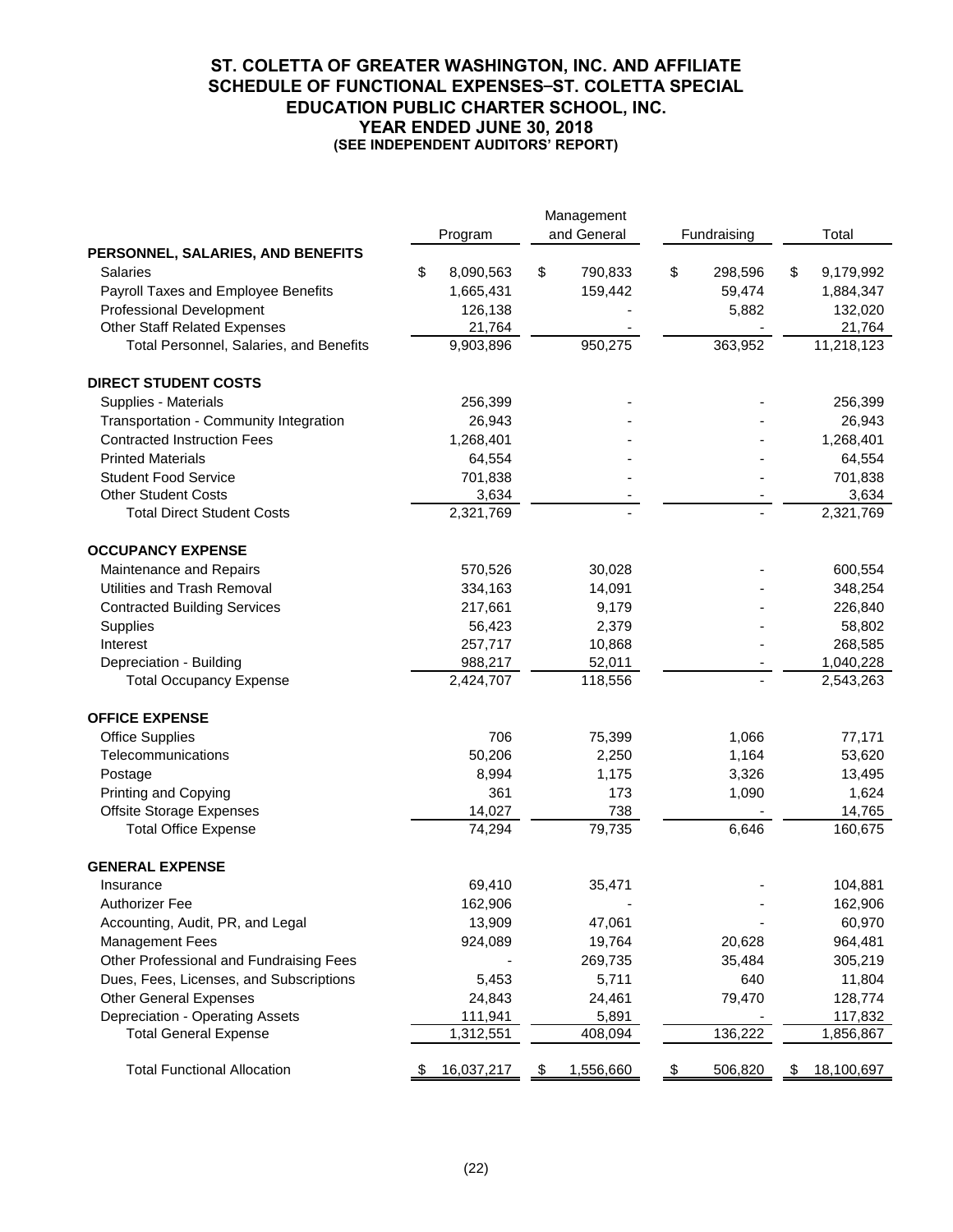# ST. COLETTA OF GREATER WASHINGTON, INC. AND AFFILIATE
## SCHEDULE OF FUNCTIONAL EXPENSES–ST. COLETTA SPECIAL EDUCATION PUBLIC CHARTER SCHOOL, INC.
### YEAR ENDED JUNE 30, 2018
**(SEE INDEPENDENT AUDITORS' REPORT)**

| | Program | Management and General | Fundraising | Total |
|---|---|---|---|---|
| **PERSONNEL, SALARIES, AND BENEFITS** | | | | |
| Salaries | $ 8,090,563 | $ 790,833 | $ 298,596 | $ 9,179,992 |
| Payroll Taxes and Employee Benefits | 1,665,431 | 159,442 | 59,474 | 1,884,347 |
| Professional Development | 126,138 | - | 5,882 | 132,020 |
| Other Staff Related Expenses | 21,764 | - | - | 21,764 |
| Total Personnel, Salaries, and Benefits | 9,903,896 | 950,275 | 363,952 | 11,218,123 |
| **DIRECT STUDENT COSTS** | | | | |
| Supplies - Materials | 256,399 | - | - | 256,399 |
| Transportation - Community Integration | 26,943 | - | - | 26,943 |
| Contracted Instruction Fees | 1,268,401 | - | - | 1,268,401 |
| Printed Materials | 64,554 | - | - | 64,554 |
| Student Food Service | 701,838 | - | - | 701,838 |
| Other Student Costs | 3,634 | - | - | 3,634 |
| Total Direct Student Costs | 2,321,769 | - | - | 2,321,769 |
| **OCCUPANCY EXPENSE** | | | | |
| Maintenance and Repairs | 570,526 | 30,028 | - | 600,554 |
| Utilities and Trash Removal | 334,163 | 14,091 | - | 348,254 |
| Contracted Building Services | 217,661 | 9,179 | - | 226,840 |
| Supplies | 56,423 | 2,379 | - | 58,802 |
| Interest | 257,717 | 10,868 | - | 268,585 |
| Depreciation - Building | 988,217 | 52,011 | - | 1,040,228 |
| Total Occupancy Expense | 2,424,707 | 118,556 | - | 2,543,263 |
| **OFFICE EXPENSE** | | | | |
| Office Supplies | 706 | 75,399 | 1,066 | 77,171 |
| Telecommunications | 50,206 | 2,250 | 1,164 | 53,620 |
| Postage | 8,994 | 1,175 | 3,326 | 13,495 |
| Printing and Copying | 361 | 173 | 1,090 | 1,624 |
| Offsite Storage Expenses | 14,027 | 738 | - | 14,765 |
| Total Office Expense | 74,294 | 79,735 | 6,646 | 160,675 |
| **GENERAL EXPENSE** | | | | |
| Insurance | 69,410 | 35,471 | - | 104,881 |
| Authorizer Fee | 162,906 | - | - | 162,906 |
| Accounting, Audit, PR, and Legal | 13,909 | 47,061 | - | 60,970 |
| Management Fees | 924,089 | 19,764 | 20,628 | 964,481 |
| Other Professional and Fundraising Fees | - | 269,735 | 35,484 | 305,219 |
| Dues, Fees, Licenses, and Subscriptions | 5,453 | 5,711 | 640 | 11,804 |
| Other General Expenses | 24,843 | 24,461 | 79,470 | 128,774 |
| Depreciation - Operating Assets | 111,941 | 5,891 | - | 117,832 |
| Total General Expense | 1,312,551 | 408,094 | 136,222 | 1,856,867 |
| Total Functional Allocation | $ 16,037,217 | $ 1,556,660 | $ 506,820 | $ 18,100,697 |